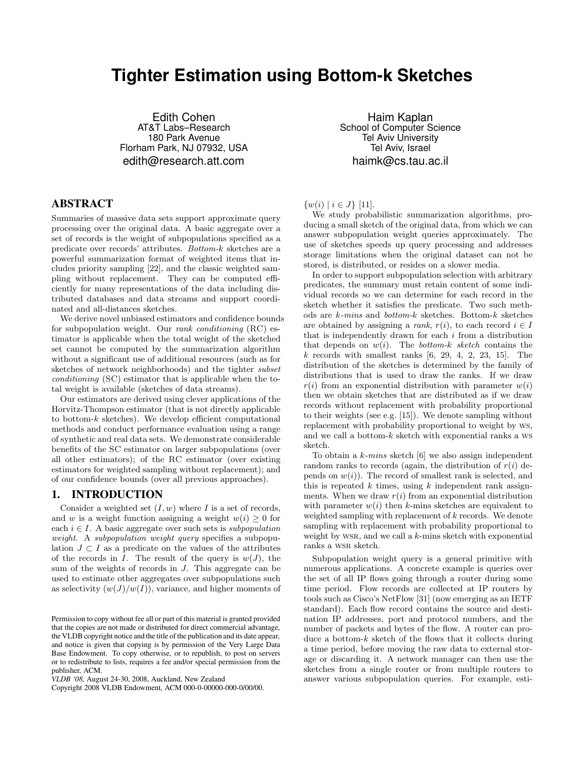# Tighter Estimation using Bottom-k Sketches

Edith Cohen
AT&T Labs–Research
180 Park Avenue
Florham Park, NJ 07932, USA
edith@research.att.com

Haim Kaplan
School of Computer Science
Tel Aviv University
Tel Aviv, Israel
haimk@cs.tau.ac.il

## ABSTRACT

Summaries of massive data sets support approximate query processing over the original data. A basic aggregate over a set of records is the weight of subpopulations specified as a predicate over records' attributes. *Bottom-k* sketches are a powerful summarization format of weighted items that includes priority sampling [22], and the classic weighted sampling without replacement. They can be computed efficiently for many representations of the data including distributed databases and data streams and support coordinated and all-distances sketches.

We derive novel unbiased estimators and confidence bounds for subpopulation weight. Our *rank conditioning* (RC) estimator is applicable when the total weight of the sketched set cannot be computed by the summarization algorithm without a significant use of additional resources (such as for sketches of network neighborhoods) and the tighter *subset conditioning* (SC) estimator that is applicable when the total weight is available (sketches of data streams).

Our estimators are derived using clever applications of the Horvitz-Thompson estimator (that is not directly applicable to bottom-$k$ sketches). We develop efficient computational methods and conduct performance evaluation using a range of synthetic and real data sets. We demonstrate considerable benefits of the SC estimator on larger subpopulations (over all other estimators); of the RC estimator (over existing estimators for weighted sampling without replacement); and of our confidence bounds (over all previous approaches).

## 1. INTRODUCTION

Consider a weighted set $(I, w)$ where $I$ is a set of records, and $w$ is a weight function assigning a weight $w(i) \geq 0$ for each $i \in I$. A basic aggregate over such sets is *subpopulation weight*. A *subpopulation weight query* specifies a subpopulation $J \subset I$ as a predicate on the values of the attributes of the records in $I$. The result of the query is $w(J)$, the sum of the weights of records in $J$. This aggregate can be used to estimate other aggregates over subpopulations such as selectivity $(w(J)/w(I))$, variance, and higher moments of $\{w(i) \mid i \in J\}$ [11].

We study probabilistic summarization algorithms, producing a small sketch of the original data, from which we can answer subpopulation weight queries approximately. The use of sketches speeds up query processing and addresses storage limitations when the original dataset can not be stored, is distributed, or resides on a slower media.

In order to support subpopulation selection with arbitrary predicates, the summary must retain content of some individual records so we can determine for each record in the sketch whether it satisfies the predicate. Two such methods are *k-mins* and *bottom-k* sketches. Bottom-$k$ sketches are obtained by assigning a *rank*, $r(i)$, to each record $i \in I$ that is independently drawn for each $i$ from a distribution that depends on $w(i)$. The *bottom-k sketch* contains the $k$ records with smallest ranks [6, 29, 4, 2, 23, 15]. The distribution of the sketches is determined by the family of distributions that is used to draw the ranks. If we draw $r(i)$ from an exponential distribution with parameter $w(i)$ then we obtain sketches that are distributed as if we draw records without replacement with probability proportional to their weights (see e.g. [15]). We denote sampling without replacement with probability proportional to weight by WS, and we call a bottom-$k$ sketch with exponential ranks a WS sketch.

To obtain a *k-mins* sketch [6] we also assign independent random ranks to records (again, the distribution of $r(i)$ depends on $w(i)$). The record of smallest rank is selected, and this is repeated $k$ times, using $k$ independent rank assignments. When we draw $r(i)$ from an exponential distribution with parameter $w(i)$ then $k$-mins sketches are equivalent to weighted sampling with replacement of $k$ records. We denote sampling with replacement with probability proportional to weight by WSR, and we call a $k$-mins sketch with exponential ranks a WSR sketch.

Subpopulation weight query is a general primitive with numerous applications. A concrete example is queries over the set of all IP flows going through a router during some time period. Flow records are collected at IP routers by tools such as Cisco's NetFlow [31] (now emerging as an IETF standard). Each flow record contains the source and destination IP addresses, port and protocol numbers, and the number of packets and bytes of the flow. A router can produce a bottom-$k$ sketch of the flows that it collects during a time period, before moving the raw data to external storage or discarding it. A network manager can then use the sketches from a single router or from multiple routers to answer various subpopulation queries. For example, esti-

Permission to copy without fee all or part of this material is granted provided that the copies are not made or distributed for direct commercial advantage, the VLDB copyright notice and the title of the publication and its date appear, and notice is given that copying is by permission of the Very Large Data Base Endowment. To copy otherwise, or to republish, to post on servers or to redistribute to lists, requires a fee and/or special permission from the publisher, ACM.
*VLDB '08,* August 24-30, 2008, Auckland, New Zealand
Copyright 2008 VLDB Endowment, ACM 000-0-00000-000-0/00/00.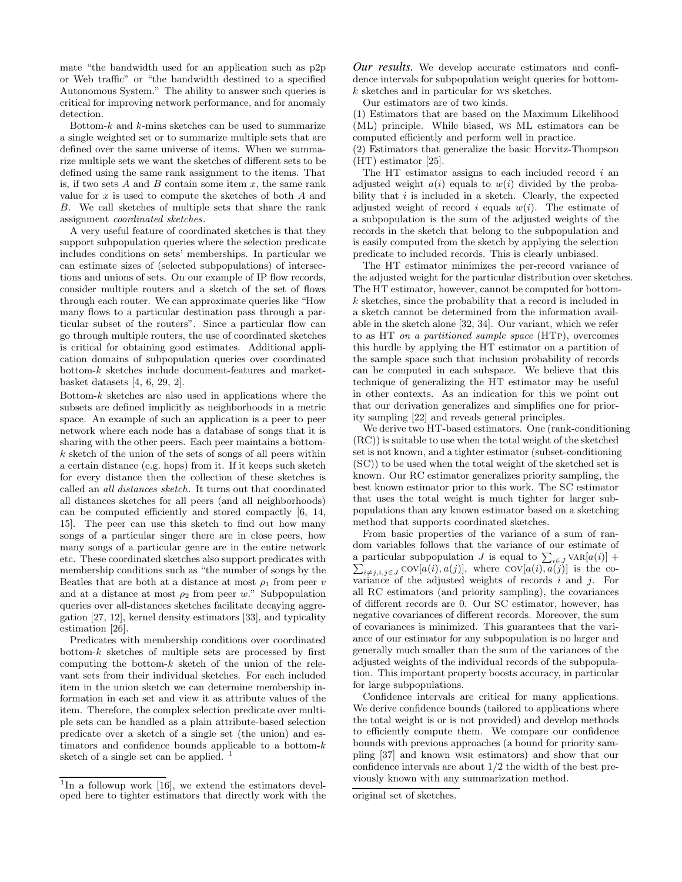mate "the bandwidth used for an application such as p2p or Web traffic" or "the bandwidth destined to a specified Autonomous System." The ability to answer such queries is critical for improving network performance, and for anomaly detection.

Bottom-$k$ and $k$-mins sketches can be used to summarize a single weighted set or to summarize multiple sets that are defined over the same universe of items. When we summarize multiple sets we want the sketches of different sets to be defined using the same rank assignment to the items. That is, if two sets $A$ and $B$ contain some item $x$, the same rank value for $x$ is used to compute the sketches of both $A$ and $B$. We call sketches of multiple sets that share the rank assignment *coordinated sketches*.

A very useful feature of coordinated sketches is that they support subpopulation queries where the selection predicate includes conditions on sets' memberships. In particular we can estimate sizes of (selected subpopulations) of intersections and unions of sets. On our example of IP flow records, consider multiple routers and a sketch of the set of flows through each router. We can approximate queries like "How many flows to a particular destination pass through a particular subset of the routers". Since a particular flow can go through multiple routers, the use of coordinated sketches is critical for obtaining good estimates. Additional application domains of subpopulation queries over coordinated bottom-$k$ sketches include document-features and market-basket datasets [4, 6, 29, 2].

Bottom-$k$ sketches are also used in applications where the subsets are defined implicitly as neighborhoods in a metric space. An example of such an application is a peer to peer network where each node has a database of songs that it is sharing with the other peers. Each peer maintains a bottom-$k$ sketch of the union of the sets of songs of all peers within a certain distance (e.g. hops) from it. If it keeps such sketch for every distance then the collection of these sketches is called an *all distances sketch*. It turns out that coordinated all distances sketches for all peers (and all neighborhoods) can be computed efficiently and stored compactly [6, 14, 15]. The peer can use this sketch to find out how many songs of a particular singer there are in close peers, how many songs of a particular genre are in the entire network etc. These coordinated sketches also support predicates with membership conditions such as "the number of songs by the Beatles that are both at a distance at most $\rho_1$ from peer $v$ and at a distance at most $\rho_2$ from peer $w$." Subpopulation queries over all-distances sketches facilitate decaying aggregation [27, 12], kernel density estimators [33], and typicality estimation [26].

Predicates with membership conditions over coordinated bottom-$k$ sketches of multiple sets are processed by first computing the bottom-$k$ sketch of the union of the relevant sets from their individual sketches. For each included item in the union sketch we can determine membership information in each set and view it as attribute values of the item. Therefore, the complex selection predicate over multiple sets can be handled as a plain attribute-based selection predicate over a sketch of a single set (the union) and estimators and confidence bounds applicable to a bottom-$k$ sketch of a single set can be applied. [1]

***Our results.*** We develop accurate estimators and confidence intervals for subpopulation weight queries for bottom-$k$ sketches and in particular for WS sketches.

Our estimators are of two kinds.

(1) Estimators that are based on the Maximum Likelihood (ML) principle. While biased, WS ML estimators can be computed efficiently and perform well in practice.

(2) Estimators that generalize the basic Horvitz-Thompson (HT) estimator [25].

The HT estimator assigns to each included record $i$ an adjusted weight $a(i)$ equals to $w(i)$ divided by the probability that $i$ is included in a sketch. Clearly, the expected adjusted weight of record $i$ equals $w(i)$. The estimate of a subpopulation is the sum of the adjusted weights of the records in the sketch that belong to the subpopulation and is easily computed from the sketch by applying the selection predicate to included records. This is clearly unbiased.

The HT estimator minimizes the per-record variance of the adjusted weight for the particular distribution over sketches. The HT estimator, however, cannot be computed for bottom-$k$ sketches, since the probability that a record is included in a sketch cannot be determined from the information available in the sketch alone [32, 34]. Our variant, which we refer to as HT *on a partitioned sample space* (HTP), overcomes this hurdle by applying the HT estimator on a partition of the sample space such that inclusion probability of records can be computed in each subspace. We believe that this technique of generalizing the HT estimator may be useful in other contexts. As an indication for this we point out that our derivation generalizes and simplifies one for priority sampling [22] and reveals general principles.

We derive two HT-based estimators. One (rank-conditioning (RC)) is suitable to use when the total weight of the sketched set is not known, and a tighter estimator (subset-conditioning (SC)) to be used when the total weight of the sketched set is known. Our RC estimator generalizes priority sampling, the best known estimator prior to this work. The SC estimator that uses the total weight is much tighter for larger subpopulations than any known estimator based on a sketching method that supports coordinated sketches.

From basic properties of the variance of a sum of random variables follows that the variance of our estimate of a particular subpopulation $J$ is equal to $\sum_{i \in J} \text{VAR}[a(i)] + \sum_{i \neq j, i,j \in J} \text{COV}[a(i), a(j)]$, where $\text{COV}[a(i), a(j)]$ is the covariance of the adjusted weights of records $i$ and $j$. For all RC estimators (and priority sampling), the covariances of different records are 0. Our SC estimator, however, has negative covariances of different records. Moreover, the sum of covariances is minimized. This guarantees that the variance of our estimator for any subpopulation is no larger and generally much smaller than the sum of the variances of the adjusted weights of the individual records of the subpopulation. This important property boosts accuracy, in particular for large subpopulations.

Confidence intervals are critical for many applications. We derive confidence bounds (tailored to applications where the total weight is or is not provided) and develop methods to efficiently compute them. We compare our confidence bounds with previous approaches (a bound for priority sampling [37] and known WSR estimators) and show that our confidence intervals are about 1/2 the width of the best previously known with any summarization method.

[1] In a followup work [16], we extend the estimators developed here to tighter estimators that directly work with the original set of sketches.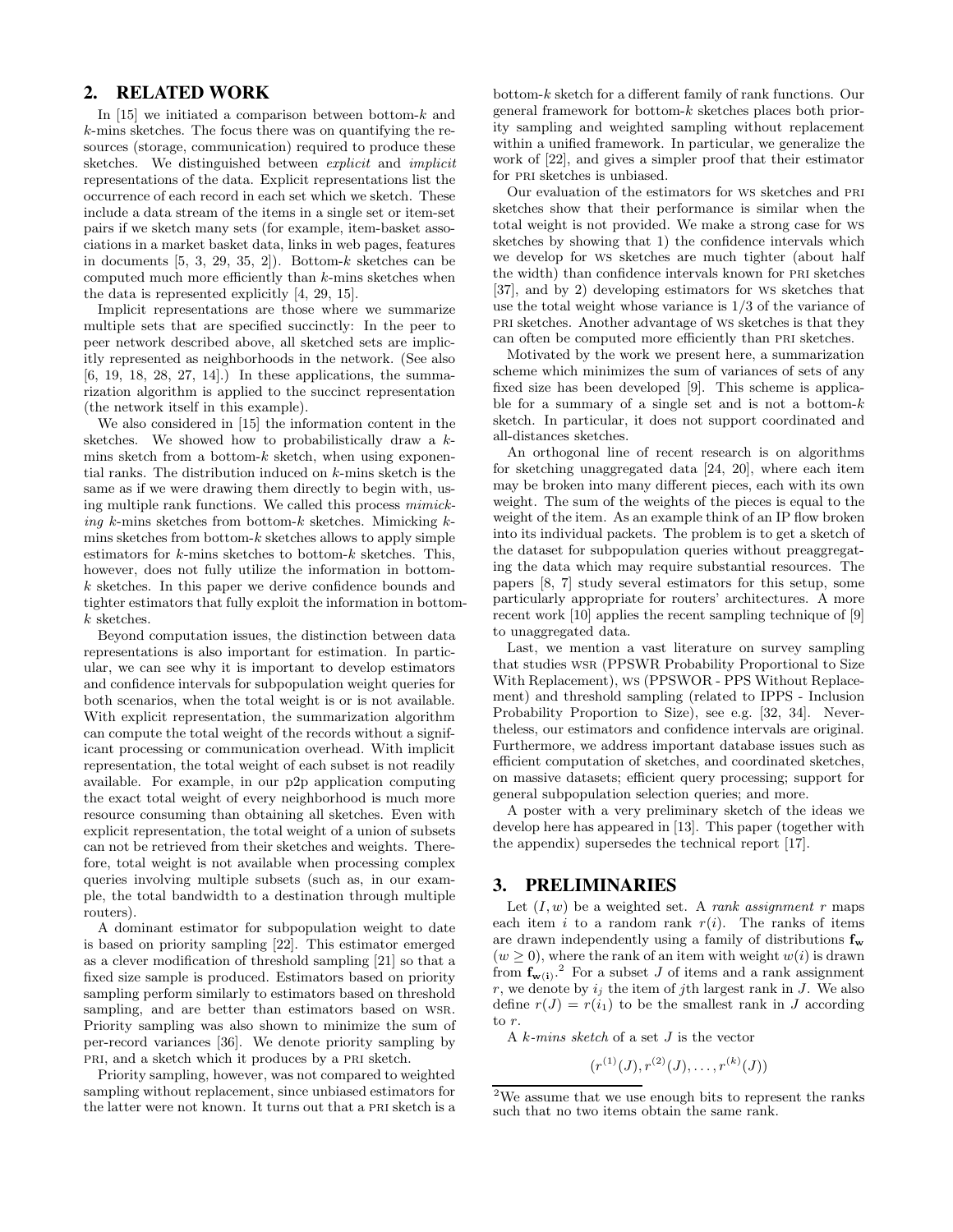## 2. RELATED WORK

In [15] we initiated a comparison between bottom-$k$ and $k$-mins sketches. The focus there was on quantifying the resources (storage, communication) required to produce these sketches. We distinguished between *explicit* and *implicit* representations of the data. Explicit representations list the occurrence of each record in each set which we sketch. These include a data stream of the items in a single set or item-set pairs if we sketch many sets (for example, item-basket associations in a market basket data, links in web pages, features in documents [5, 3, 29, 35, 2]). Bottom-$k$ sketches can be computed much more efficiently than $k$-mins sketches when the data is represented explicitly [4, 29, 15].

Implicit representations are those where we summarize multiple sets that are specified succinctly: In the peer to peer network described above, all sketched sets are implicitly represented as neighborhoods in the network. (See also [6, 19, 18, 28, 27, 14].) In these applications, the summarization algorithm is applied to the succinct representation (the network itself in this example).

We also considered in [15] the information content in the sketches. We showed how to probabilistically draw a $k$-mins sketch from a bottom-$k$ sketch, when using exponential ranks. The distribution induced on $k$-mins sketch is the same as if we were drawing them directly to begin with, using multiple rank functions. We called this process *mimicking* $k$-mins sketches from bottom-$k$ sketches. Mimicking $k$-mins sketches from bottom-$k$ sketches allows to apply simple estimators for $k$-mins sketches to bottom-$k$ sketches. This, however, does not fully utilize the information in bottom-$k$ sketches. In this paper we derive confidence bounds and tighter estimators that fully exploit the information in bottom-$k$ sketches.

Beyond computation issues, the distinction between data representations is also important for estimation. In particular, we can see why it is important to develop estimators and confidence intervals for subpopulation weight queries for both scenarios, when the total weight is or is not available. With explicit representation, the summarization algorithm can compute the total weight of the records without a significant processing or communication overhead. With implicit representation, the total weight of each subset is not readily available. For example, in our p2p application computing the exact total weight of every neighborhood is much more resource consuming than obtaining all sketches. Even with explicit representation, the total weight of a union of subsets can not be retrieved from their sketches and weights. Therefore, total weight is not available when processing complex queries involving multiple subsets (such as, in our example, the total bandwidth to a destination through multiple routers).

A dominant estimator for subpopulation weight to date is based on priority sampling [22]. This estimator emerged as a clever modification of threshold sampling [21] so that a fixed size sample is produced. Estimators based on priority sampling perform similarly to estimators based on threshold sampling, and are better than estimators based on WSR. Priority sampling was also shown to minimize the sum of per-record variances [36]. We denote priority sampling by PRI, and a sketch which it produces by a PRI sketch.

Priority sampling, however, was not compared to weighted sampling without replacement, since unbiased estimators for the latter were not known. It turns out that a PRI sketch is a bottom-$k$ sketch for a different family of rank functions. Our general framework for bottom-$k$ sketches places both priority sampling and weighted sampling without replacement within a unified framework. In particular, we generalize the work of [22], and gives a simpler proof that their estimator for PRI sketches is unbiased.

Our evaluation of the estimators for WS sketches and PRI sketches show that their performance is similar when the total weight is not provided. We make a strong case for WS sketches by showing that 1) the confidence intervals which we develop for WS sketches are much tighter (about half the width) than confidence intervals known for PRI sketches [37], and by 2) developing estimators for WS sketches that use the total weight whose variance is 1/3 of the variance of PRI sketches. Another advantage of WS sketches is that they can often be computed more efficiently than PRI sketches.

Motivated by the work we present here, a summarization scheme which minimizes the sum of variances of sets of any fixed size has been developed [9]. This scheme is applicable for a summary of a single set and is not a bottom-$k$ sketch. In particular, it does not support coordinated and all-distances sketches.

An orthogonal line of recent research is on algorithms for sketching unaggregated data [24, 20], where each item may be broken into many different pieces, each with its own weight. The sum of the weights of the pieces is equal to the weight of the item. As an example think of an IP flow broken into its individual packets. The problem is to get a sketch of the dataset for subpopulation queries without preaggregating the data which may require substantial resources. The papers [8, 7] study several estimators for this setup, some particularly appropriate for routers' architectures. A more recent work [10] applies the recent sampling technique of [9] to unaggregated data.

Last, we mention a vast literature on survey sampling that studies WSR (PPSWR Probability Proportional to Size With Replacement), WS (PPSWOR - PPS Without Replacement) and threshold sampling (related to IPPS - Inclusion Probability Proportion to Size), see e.g. [32, 34]. Nevertheless, our estimators and confidence intervals are original. Furthermore, we address important database issues such as efficient computation of sketches, and coordinated sketches, on massive datasets; efficient query processing; support for general subpopulation selection queries; and more.

A poster with a very preliminary sketch of the ideas we develop here has appeared in [13]. This paper (together with the appendix) supersedes the technical report [17].

## 3. PRELIMINARIES

Let $(I, w)$ be a weighted set. A *rank assignment* $r$ maps each item $i$ to a random rank $r(i)$. The ranks of items are drawn independently using a family of distributions $\mathbf{f_w}$ ($w \geq 0$), where the rank of an item with weight $w(i)$ is drawn from $\mathbf{f_{w(i)}}$.[2] For a subset $J$ of items and a rank assignment $r$, we denote by $i_j$ the item of $j$th largest rank in $J$. We also define $r(J) = r(i_1)$ to be the smallest rank in $J$ according to $r$.

A *$k$-mins sketch* of a set $J$ is the vector

$$(r^{(1)}(J), r^{(2)}(J), \ldots, r^{(k)}(J))$$

[2] We assume that we use enough bits to represent the ranks such that no two items obtain the same rank.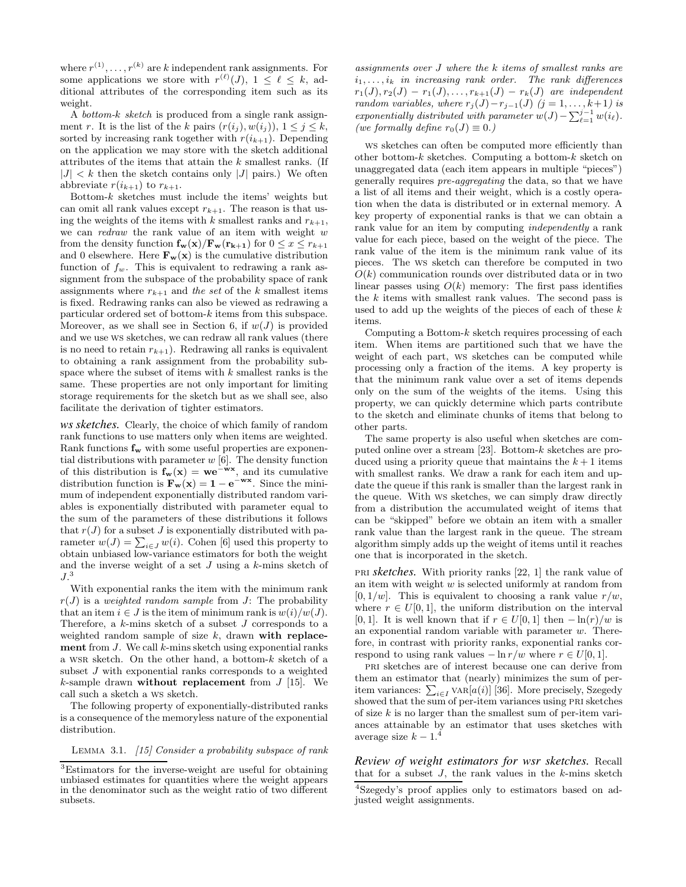where $r^{(1)}, \ldots, r^{(k)}$ are $k$ independent rank assignments. For some applications we store with $r^{(\ell)}(J)$, $1 \le \ell \le k$, additional attributes of the corresponding item such as its weight.

A *bottom-k sketch* is produced from a single rank assignment $r$. It is the list of the $k$ pairs $(r(i_j), w(i_j))$, $1 \le j \le k$, sorted by increasing rank together with $r(i_{k+1})$. Depending on the application we may store with the sketch additional attributes of the items that attain the $k$ smallest ranks. (If $|J| < k$ then the sketch contains only $|J|$ pairs.) We often abbreviate $r(i_{k+1})$ to $r_{k+1}$.

Bottom-$k$ sketches must include the items' weights but can omit all rank values except $r_{k+1}$. The reason is that using the weights of the items with $k$ smallest ranks and $r_{k+1}$, we can *redraw* the rank value of an item with weight $w$ from the density function $\mathbf{f_w(x)/F_w(r_{k+1})}$ for $0 \le x \le r_{k+1}$ and 0 elsewhere. Here $\mathbf{F_w(x)}$ is the cumulative distribution function of $f_w$. This is equivalent to redrawing a rank assignment from the subspace of the probability space of rank assignments where $r_{k+1}$ and *the set* of the $k$ smallest items is fixed. Redrawing ranks can also be viewed as redrawing a particular ordered set of bottom-$k$ items from this subspace. Moreover, as we shall see in Section 6, if $w(J)$ is provided and we use WS sketches, we can redraw all rank values (there is no need to retain $r_{k+1}$). Redrawing all ranks is equivalent to obtaining a rank assignment from the probability subspace where the subset of items with $k$ smallest ranks is the same. These properties are not only important for limiting storage requirements for the sketch but as we shall see, also facilitate the derivation of tighter estimators.

***ws sketches.*** Clearly, the choice of which family of random rank functions to use matters only when items are weighted. Rank functions $\mathbf{f_w}$ with some useful properties are exponential distributions with parameter $w$ [6]. The density function of this distribution is $\mathbf{f_w(x) = we^{-wx}}$, and its cumulative distribution function is $\mathbf{F_w(x) = 1 - e^{-wx}}$. Since the minimum of independent exponentially distributed random variables is exponentially distributed with parameter equal to the sum of the parameters of these distributions it follows that $r(J)$ for a subset $J$ is exponentially distributed with parameter $w(J) = \sum_{i \in J} w(i)$. Cohen [6] used this property to obtain unbiased low-variance estimators for both the weight and the inverse weight of a set $J$ using a $k$-mins sketch of $J$.[3]

With exponential ranks the item with the minimum rank $r(J)$ is a *weighted random sample* from $J$: The probability that an item $i \in J$ is the item of minimum rank is $w(i)/w(J)$. Therefore, a $k$-mins sketch of a subset $J$ corresponds to a weighted random sample of size $k$, drawn **with replacement** from $J$. We call $k$-mins sketch using exponential ranks a WSR sketch. On the other hand, a bottom-$k$ sketch of a subset $J$ with exponential ranks corresponds to a weighted $k$-sample drawn **without replacement** from $J$ [15]. We call such a sketch a WS sketch.

The following property of exponentially-distributed ranks is a consequence of the memoryless nature of the exponential distribution.

LEMMA 3.1. *[15] Consider a probability subspace of rank assignments over $J$ where the $k$ items of smallest ranks are $i_1, \ldots, i_k$ in increasing rank order. The rank differences $r_1(J), r_2(J) - r_1(J), \ldots, r_{k+1}(J) - r_k(J)$ are independent random variables, where $r_j(J) - r_{j-1}(J)$ $(j = 1, \ldots, k+1)$ is exponentially distributed with parameter $w(J) - \sum_{\ell=1}^{j-1} w(i_\ell)$. (we formally define $r_0(J) \equiv 0$.)*

WS sketches can often be computed more efficiently than other bottom-$k$ sketches. Computing a bottom-$k$ sketch on unaggregated data (each item appears in multiple "pieces") generally requires *pre-aggregating* the data, so that we have a list of all items and their weight, which is a costly operation when the data is distributed or in external memory. A key property of exponential ranks is that we can obtain a rank value for an item by computing *independently* a rank value for each piece, based on the weight of the piece. The rank value of the item is the minimum rank value of its pieces. The WS sketch can therefore be computed in two $O(k)$ communication rounds over distributed data or in two linear passes using $O(k)$ memory: The first pass identifies the $k$ items with smallest rank values. The second pass is used to add up the weights of the pieces of each of these $k$ items.

Computing a Bottom-$k$ sketch requires processing of each item. When items are partitioned such that we have the weight of each part, WS sketches can be computed while processing only a fraction of the items. A key property is that the minimum rank value over a set of items depends only on the sum of the weights of the items. Using this property, we can quickly determine which parts contribute to the sketch and eliminate chunks of items that belong to other parts.

The same property is also useful when sketches are computed online over a stream [23]. Bottom-$k$ sketches are produced using a priority queue that maintains the $k+1$ items with smallest ranks. We draw a rank for each item and update the queue if this rank is smaller than the largest rank in the queue. With WS sketches, we can simply draw directly from a distribution the accumulated weight of items that can be "skipped" before we obtain an item with a smaller rank value than the largest rank in the queue. The stream algorithm simply adds up the weight of items until it reaches one that is incorporated in the sketch.

PRI ***sketches.*** With priority ranks [22, 1] the rank value of an item with weight $w$ is selected uniformly at random from $[0, 1/w]$. This is equivalent to choosing a rank value $r/w$, where $r \in U[0,1]$, the uniform distribution on the interval $[0,1]$. It is well known that if $r \in U[0,1]$ then $-\ln(r)/w$ is an exponential random variable with parameter $w$. Therefore, in contrast with priority ranks, exponential ranks correspond to using rank values $-\ln r/w$ where $r \in U[0,1]$.

PRI sketches are of interest because one can derive from them an estimator that (nearly) minimizes the sum of per-item variances: $\sum_{i \in I} \mathrm{VAR}[a(i)]$ [36]. More precisely, Szegedy showed that the sum of per-item variances using PRI sketches of size $k$ is no larger than the smallest sum of per-item variances attainable by an estimator that uses sketches with average size $k-1$.[4]

***Review of weight estimators for wsr sketches.*** Recall that for a subset $J$, the rank values in the $k$-mins sketch

[3] Estimators for the inverse-weight are useful for obtaining unbiased estimates for quantities where the weight appears in the denominator such as the weight ratio of two different subsets.

[4] Szegedy's proof applies only to estimators based on adjusted weight assignments.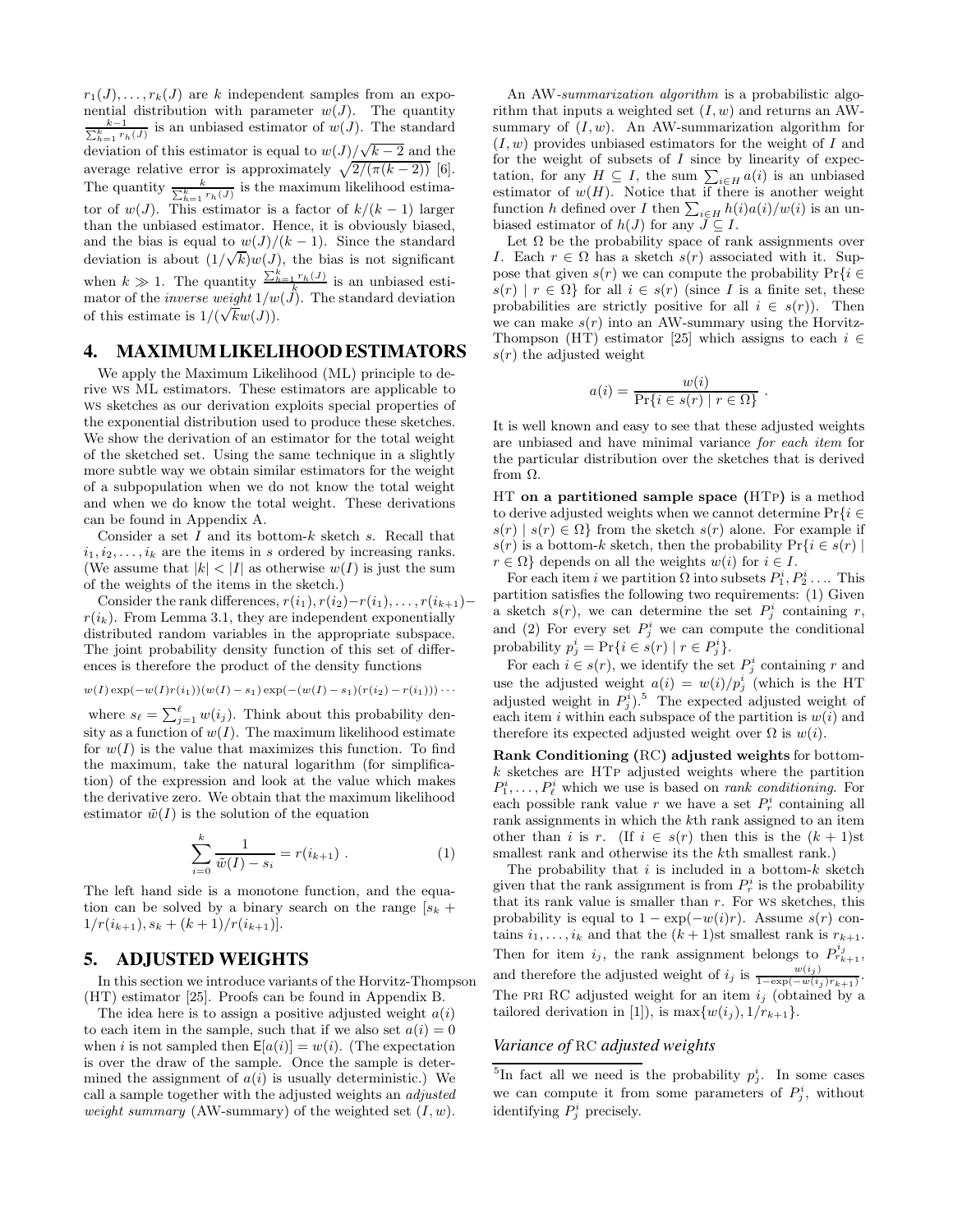$r_1(J), \ldots, r_k(J)$ are $k$ independent samples from an exponential distribution with parameter $w(J)$. The quantity $\frac{k-1}{\sum_{h=1}^{k} r_h(J)}$ is an unbiased estimator of $w(J)$. The standard deviation of this estimator is equal to $w(J)/\sqrt{k-2}$ and the average relative error is approximately $\sqrt{2/(\pi(k-2))}$ [6]. The quantity $\frac{k}{\sum_{h=1}^{k} r_h(J)}$ is the maximum likelihood estimator of $w(J)$. This estimator is a factor of $k/(k-1)$ larger than the unbiased estimator. Hence, it is obviously biased, and the bias is equal to $w(J)/(k-1)$. Since the standard deviation is about $(1/\sqrt{k})w(J)$, the bias is not significant when $k \gg 1$. The quantity $\frac{\sum_{h=1}^{k} r_h(J)}{k}$ is an unbiased estimator of the *inverse weight* $1/w(J)$. The standard deviation of this estimate is $1/(\sqrt{k}w(J))$.

## 4. MAXIMUM LIKELIHOOD ESTIMATORS

We apply the Maximum Likelihood (ML) principle to derive WS ML estimators. These estimators are applicable to WS sketches as our derivation exploits special properties of the exponential distribution used to produce these sketches. We show the derivation of an estimator for the total weight of the sketched set. Using the same technique in a slightly more subtle way we obtain similar estimators for the weight of a subpopulation when we do not know the total weight and when we do know the total weight. These derivations can be found in Appendix A.

Consider a set $I$ and its bottom-$k$ sketch $s$. Recall that $i_1, i_2, \ldots, i_k$ are the items in $s$ ordered by increasing ranks. (We assume that $|k| < |I|$ as otherwise $w(I)$ is just the sum of the weights of the items in the sketch.)

Consider the rank differences, $r(i_1), r(i_2) - r(i_1), \ldots, r(i_{k+1}) - r(i_k)$. From Lemma 3.1, they are independent exponentially distributed random variables in the appropriate subspace. The joint probability density function of this set of differences is therefore the product of the density functions

$$w(I)\exp(-w(I)r(i_1))(w(I)-s_1)\exp(-(w(I)-s_1)(r(i_2)-r(i_1)))\cdots$$

where $s_\ell = \sum_{j=1}^{\ell} w(i_j)$. Think about this probability density as a function of $w(I)$. The maximum likelihood estimate for $w(I)$ is the value that maximizes this function. To find the maximum, take the natural logarithm (for simplification) of the expression and look at the value which makes the derivative zero. We obtain that the maximum likelihood estimator $\tilde{w}(I)$ is the solution of the equation

$$\sum_{i=0}^{k} \frac{1}{\tilde{w}(I) - s_i} = r(i_{k+1}) \ . \tag{1}$$

The left hand side is a monotone function, and the equation can be solved by a binary search on the range $[s_k + 1/r(i_{k+1}), s_k + (k+1)/r(i_{k+1})]$.

## 5. ADJUSTED WEIGHTS

In this section we introduce variants of the Horvitz-Thompson (HT) estimator [25]. Proofs can be found in Appendix B.

The idea here is to assign a positive adjusted weight $a(i)$ to each item in the sample, such that if we also set $a(i) = 0$ when $i$ is not sampled then $\mathsf{E}[a(i)] = w(i)$. (The expectation is over the draw of the sample. Once the sample is determined the assignment of $a(i)$ is usually deterministic.) We call a sample together with the adjusted weights an *adjusted weight summary* (AW-summary) of the weighted set $(I, w)$.

An AW-*summarization algorithm* is a probabilistic algorithm that inputs a weighted set $(I, w)$ and returns an AW-summary of $(I, w)$. An AW-summarization algorithm for $(I, w)$ provides unbiased estimators for the weight of $I$ and for the weight of subsets of $I$ since by linearity of expectation, for any $H \subseteq I$, the sum $\sum_{i \in H} a(i)$ is an unbiased estimator of $w(H)$. Notice that if there is another weight function $h$ defined over $I$ then $\sum_{i \in H} h(i)a(i)/w(i)$ is an unbiased estimator of $h(J)$ for any $J \subseteq I$.

Let $\Omega$ be the probability space of rank assignments over $I$. Each $r \in \Omega$ has a sketch $s(r)$ associated with it. Suppose that given $s(r)$ we can compute the probability $\Pr\{i \in s(r) \mid r \in \Omega\}$ for all $i \in s(r)$ (since $I$ is a finite set, these probabilities are strictly positive for all $i \in s(r)$). Then we can make $s(r)$ into an AW-summary using the Horvitz-Thompson (HT) estimator [25] which assigns to each $i \in s(r)$ the adjusted weight

$$a(i) = \frac{w(i)}{\Pr\{i \in s(r) \mid r \in \Omega\}} \ .$$

It is well known and easy to see that these adjusted weights are unbiased and have minimal variance *for each item* for the particular distribution over the sketches that is derived from $\Omega$.

HT **on a partitioned sample space (**HTP**)** is a method to derive adjusted weights when we cannot determine $\Pr\{i \in s(r) \mid s(r) \in \Omega\}$ from the sketch $s(r)$ alone. For example if $s(r)$ is a bottom-$k$ sketch, then the probability $\Pr\{i \in s(r) \mid r \in \Omega\}$ depends on all the weights $w(i)$ for $i \in I$.

For each item $i$ we partition $\Omega$ into subsets $P_1^i, P_2^i \ldots$. This partition satisfies the following two requirements: (1) Given a sketch $s(r)$, we can determine the set $P_j^i$ containing $r$, and (2) For every set $P_j^i$ we can compute the conditional probability $p_j^i = \Pr\{i \in s(r) \mid r \in P_j^i\}$.

For each $i \in s(r)$, we identify the set $P_j^i$ containing $r$ and use the adjusted weight $a(i) = w(i)/p_j^i$ (which is the HT adjusted weight in $P_j^i$).[5] The expected adjusted weight of each item $i$ within each subspace of the partition is $w(i)$ and therefore its expected adjusted weight over $\Omega$ is $w(i)$.

**Rank Conditioning (**RC**) adjusted weights** for bottom-$k$ sketches are HTP adjusted weights where the partition $P_1^i, \ldots, P_\ell^i$ which we use is based on *rank conditioning*. For each possible rank value $r$ we have a set $P_r^i$ containing all rank assignments in which the $k$th rank assigned to an item other than $i$ is $r$. (If $i \in s(r)$ then this is the $(k+1)$st smallest rank and otherwise its the $k$th smallest rank.)

The probability that $i$ is included in a bottom-$k$ sketch given that the rank assignment is from $P_r^i$ is the probability that its rank value is smaller than $r$. For WS sketches, this probability is equal to $1 - \exp(-w(i)r)$. Assume $s(r)$ contains $i_1, \ldots, i_k$ and that the $(k+1)$st smallest rank is $r_{k+1}$. Then for item $i_j$, the rank assignment belongs to $P_{r_{k+1}}^{i_j}$, and therefore the adjusted weight of $i_j$ is $\frac{w(i_j)}{1-\exp(-w(i_j)r_{k+1})}$. The PRI RC adjusted weight for an item $i_j$ (obtained by a tailored derivation in [1]), is $\max\{w(i_j), 1/r_{k+1}\}$.

### *Variance of* RC *adjusted weights*

[5] In fact all we need is the probability $p_j^i$. In some cases we can compute it from some parameters of $P_j^i$, without identifying $P_j^i$ precisely.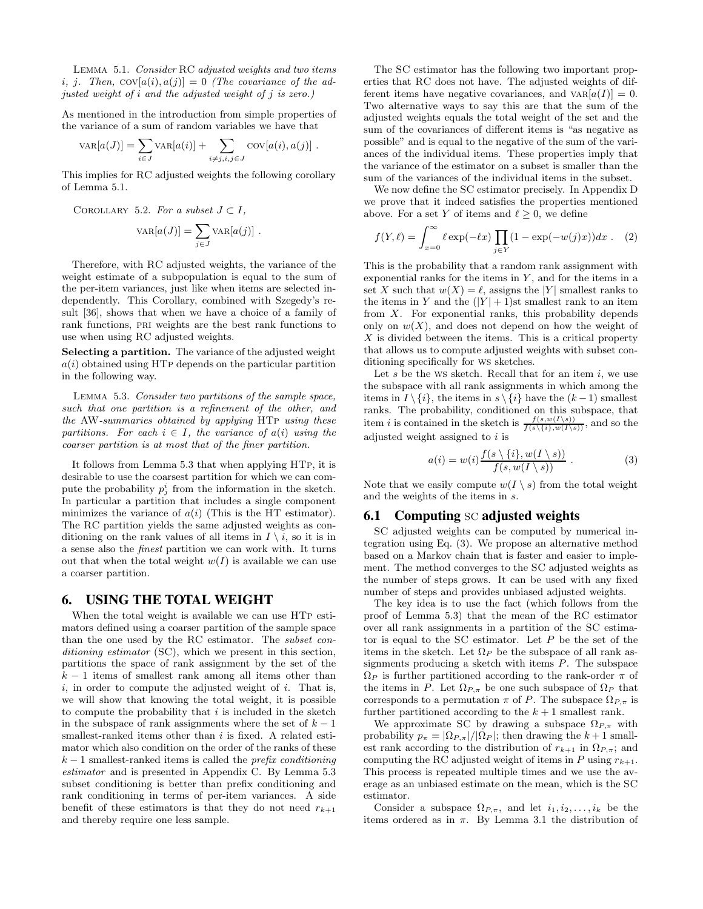LEMMA 5.1. *Consider* RC *adjusted weights and two items* $i$, $j$. *Then,* $\text{COV}[a(i), a(j)] = 0$ *(The covariance of the adjusted weight of* $i$ *and the adjusted weight of* $j$ *is zero.)*

As mentioned in the introduction from simple properties of the variance of a sum of random variables we have that

$$\text{VAR}[a(J)] = \sum_{i \in J} \text{VAR}[a(i)] + \sum_{i \neq j, i, j \in J} \text{COV}[a(i), a(j)] \ .$$

This implies for RC adjusted weights the following corollary of Lemma 5.1.

COROLLARY 5.2. *For a subset* $J \subset I$,

$$\text{VAR}[a(J)] = \sum_{j \in J} \text{VAR}[a(j)] \ .$$

Therefore, with RC adjusted weights, the variance of the weight estimate of a subpopulation is equal to the sum of the per-item variances, just like when items are selected independently. This Corollary, combined with Szegedy's result [36], shows that when we have a choice of a family of rank functions, PRI weights are the best rank functions to use when using RC adjusted weights.

**Selecting a partition.** The variance of the adjusted weight $a(i)$ obtained using HTP depends on the particular partition in the following way.

LEMMA 5.3. *Consider two partitions of the sample space, such that one partition is a refinement of the other, and the* AW*-summaries obtained by applying* HTP *using these partitions. For each* $i \in I$, *the variance of* $a(i)$ *using the coarser partition is at most that of the finer partition.*

It follows from Lemma 5.3 that when applying HTP, it is desirable to use the coarsest partition for which we can compute the probability $p^i_j$ from the information in the sketch. In particular a partition that includes a single component minimizes the variance of $a(i)$ (This is the HT estimator). The RC partition yields the same adjusted weights as conditioning on the rank values of all items in $I \setminus i$, so it is in a sense also the *finest* partition we can work with. It turns out that when the total weight $w(I)$ is available we can use a coarser partition.

## 6. USING THE TOTAL WEIGHT

When the total weight is available we can use HTP estimators defined using a coarser partition of the sample space than the one used by the RC estimator. The *subset conditioning estimator* (SC), which we present in this section, partitions the space of rank assignment by the set of the $k-1$ items of smallest rank among all items other than $i$, in order to compute the adjusted weight of $i$. That is, we will show that knowing the total weight, it is possible to compute the probability that $i$ is included in the sketch in the subspace of rank assignments where the set of $k-1$ smallest-ranked items other than $i$ is fixed. A related estimator which also condition on the order of the ranks of these $k-1$ smallest-ranked items is called the *prefix conditioning estimator* and is presented in Appendix C. By Lemma 5.3 subset conditioning is better than prefix conditioning and rank conditioning in terms of per-item variances. A side benefit of these estimators is that they do not need $r_{k+1}$ and thereby require one less sample.

The SC estimator has the following two important properties that RC does not have. The adjusted weights of different items have negative covariances, and $\text{VAR}[a(I)] = 0$. Two alternative ways to say this are that the sum of the adjusted weights equals the total weight of the set and the sum of the covariances of different items is "as negative as possible" and is equal to the negative of the sum of the variances of the individual items. These properties imply that the variance of the estimator on a subset is smaller than the sum of the variances of the individual items in the subset.

We now define the SC estimator precisely. In Appendix D we prove that it indeed satisfies the properties mentioned above. For a set $Y$ of items and $\ell \geq 0$, we define

$$f(Y, \ell) = \int_{x=0}^{\infty} \ell \exp(-\ell x) \prod_{j \in Y} (1 - \exp(-w(j)x)) dx \ . \quad (2)$$

This is the probability that a random rank assignment with exponential ranks for the items in $Y$, and for the items in a set $X$ such that $w(X) = \ell$, assigns the $|Y|$ smallest ranks to the items in $Y$ and the $(|Y|+1)$st smallest rank to an item from $X$. For exponential ranks, this probability depends only on $w(X)$, and does not depend on how the weight of $X$ is divided between the items. This is a critical property that allows us to compute adjusted weights with subset conditioning specifically for WS sketches.

Let $s$ be the WS sketch. Recall that for an item $i$, we use the subspace with all rank assignments in which among the items in $I \setminus \{i\}$, the items in $s \setminus \{i\}$ have the $(k-1)$ smallest ranks. The probability, conditioned on this subspace, that item $i$ is contained in the sketch is $\frac{f(s, w(I \setminus s))}{f(s \setminus \{i\}, w(I \setminus s))}$, and so the adjusted weight assigned to $i$ is

$$a(i) = w(i) \frac{f(s \setminus \{i\}, w(I \setminus s))}{f(s, w(I \setminus s))} \ . \quad (3)$$

Note that we easily compute $w(I \setminus s)$ from the total weight and the weights of the items in $s$.

### 6.1 Computing SC adjusted weights

SC adjusted weights can be computed by numerical integration using Eq. (3). We propose an alternative method based on a Markov chain that is faster and easier to implement. The method converges to the SC adjusted weights as the number of steps grows. It can be used with any fixed number of steps and provides unbiased adjusted weights.

The key idea is to use the fact (which follows from the proof of Lemma 5.3) that the mean of the RC estimator over all rank assignments in a partition of the SC estimator is equal to the SC estimator. Let $P$ be the set of the items in the sketch. Let $\Omega_P$ be the subspace of all rank assignments producing a sketch with items $P$. The subspace $\Omega_P$ is further partitioned according to the rank-order $\pi$ of the items in $P$. Let $\Omega_{P,\pi}$ be one such subspace of $\Omega_P$ that corresponds to a permutation $\pi$ of $P$. The subspace $\Omega_{P,\pi}$ is further partitioned according to the $k+1$ smallest rank.

We approximate SC by drawing a subspace $\Omega_{P,\pi}$ with probability $p_\pi = |\Omega_{P,\pi}|/|\Omega_P|$; then drawing the $k+1$ smallest rank according to the distribution of $r_{k+1}$ in $\Omega_{P,\pi}$; and computing the RC adjusted weight of items in $P$ using $r_{k+1}$. This process is repeated multiple times and we use the average as an unbiased estimate on the mean, which is the SC estimator.

Consider a subspace $\Omega_{P,\pi}$, and let $i_1, i_2, \ldots, i_k$ be the items ordered as in $\pi$. By Lemma 3.1 the distribution of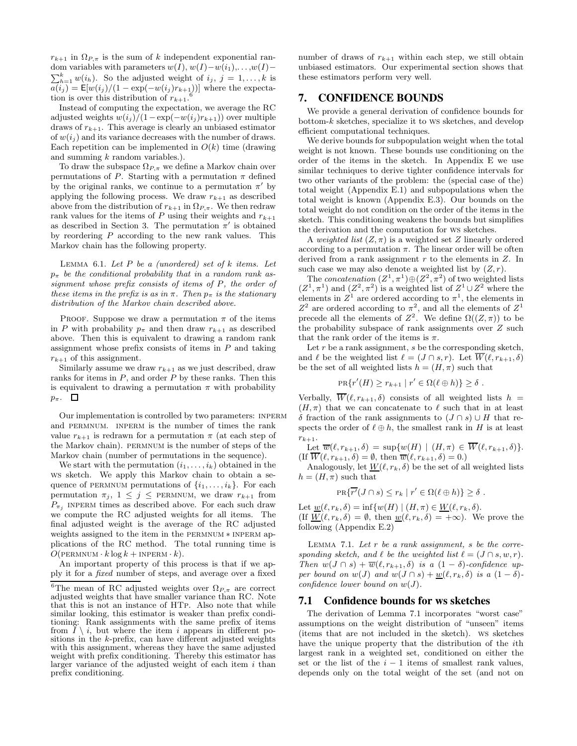$r_{k+1}$ in $\Omega_{P,\pi}$ is the sum of $k$ independent exponential random variables with parameters $w(I), w(I)-w(i_1), \ldots, w(I)-\sum_{h=1}^{k} w(i_h)$. So the adjusted weight of $i_j$, $j = 1, \ldots, k$ is $a(i_j) = \mathsf{E}[w(i_j)/(1-\exp(-w(i_j)r_{k+1}))]$ where the expectation is over this distribution of $r_{k+1}$.[6]

Instead of computing the expectation, we average the RC adjusted weights $w(i_j)/(1-\exp(-w(i_j)r_{k+1}))$ over multiple draws of $r_{k+1}$. This average is clearly an unbiased estimator of $w(i_j)$ and its variance decreases with the number of draws. Each repetition can be implemented in $O(k)$ time (drawing and summing $k$ random variables.).

To draw the subspace $\Omega_{P,\pi}$ we define a Markov chain over permutations of $P$. Starting with a permutation $\pi$ defined by the original ranks, we continue to a permutation $\pi'$ by applying the following process. We draw $r_{k+1}$ as described above from the distribution of $r_{k+1}$ in $\Omega_{P,\pi}$. We then redraw rank values for the items of $P$ using their weights and $r_{k+1}$ as described in Section 3. The permutation $\pi'$ is obtained by reordering $P$ according to the new rank values. This Markov chain has the following property.

LEMMA 6.1. *Let $P$ be a (unordered) set of $k$ items. Let $p_\pi$ be the conditional probability that in a random rank assignment whose prefix consists of items of $P$, the order of these items in the prefix is as in $\pi$. Then $p_\pi$ is the stationary distribution of the Markov chain described above.*

PROOF. Suppose we draw a permutation $\pi$ of the items in $P$ with probability $p_\pi$ and then draw $r_{k+1}$ as described above. Then this is equivalent to drawing a random rank assignment whose prefix consists of items in $P$ and taking $r_{k+1}$ of this assignment.

Similarly assume we draw $r_{k+1}$ as we just described, draw ranks for items in $P$, and order $P$ by these ranks. Then this is equivalent to drawing a permutation $\pi$ with probability $p_\pi$. $\square$

Our implementation is controlled by two parameters: INPERM and PERMNUM. INPERM is the number of times the rank value $r_{k+1}$ is redrawn for a permutation $\pi$ (at each step of the Markov chain). PERMNUM is the number of steps of the Markov chain (number of permutations in the sequence).

We start with the permutation $(i_1, \ldots, i_k)$ obtained in the WS sketch. We apply this Markov chain to obtain a sequence of PERMNUM permutations of $\{i_1, \ldots, i_k\}$. For each permutation $\pi_j$, $1 \leq j \leq$ PERMNUM, we draw $r_{k+1}$ from $P_{\pi_j}$ INPERM times as described above. For each such draw we compute the RC adjusted weights for all items. The final adjusted weight is the average of the RC adjusted weights assigned to the item in the PERMNUM $*$ INPERM applications of the RC method. The total running time is $O(\text{PERMNUM} \cdot k \log k + \text{INPERM} \cdot k)$.

An important property of this process is that if we apply it for a *fixed* number of steps, and average over a fixed number of draws of $r_{k+1}$ within each step, we still obtain unbiased estimators. Our experimental section shows that these estimators perform very well.

[6] The mean of RC adjusted weights over $\Omega_{P,\pi}$ are correct adjusted weights that have smaller variance than RC. Note that this is not an instance of HTP. Also note that while similar looking, this estimator is weaker than prefix conditioning: Rank assignments with the same prefix of items from $I \setminus i$, but where the item $i$ appears in different positions in the $k$-prefix, can have different adjusted weights with this assignment, whereas they have the same adjusted weight with prefix conditioning. Thereby this estimator has larger variance of the adjusted weight of each item $i$ than prefix conditioning.

## 7. CONFIDENCE BOUNDS

We provide a general derivation of confidence bounds for bottom-$k$ sketches, specialize it to WS sketches, and develop efficient computational techniques.

We derive bounds for subpopulation weight when the total weight is not known. These bounds use conditioning on the order of the items in the sketch. In Appendix E we use similar techniques to derive tighter confidence intervals for two other variants of the problem: the (special case of the) total weight (Appendix E.1) and subpopulations when the total weight is known (Appendix E.3). Our bounds on the total weight do not condition on the order of the items in the sketch. This conditioning weakens the bounds but simplifies the derivation and the computation for WS sketches.

A *weighted list* $(Z, \pi)$ is a weighted set $Z$ linearly ordered according to a permutation $\pi$. The linear order will be often derived from a rank assignment $r$ to the elements in $Z$. In such case we may also denote a weighted list by $(Z, r)$.

The *concatenation* $(Z^1, \pi^1) \oplus (Z^2, \pi^2)$ of two weighted lists $(Z^1, \pi^1)$ and $(Z^2, \pi^2)$ is a weighted list of $Z^1 \cup Z^2$ where the elements in $Z^1$ are ordered according to $\pi^1$, the elements in $Z^2$ are ordered according to $\pi^2$, and all the elements of $Z^1$ precede all the elements of $Z^2$. We define $\Omega((Z, \pi))$ to be the probability subspace of rank assignments over $Z$ such that the rank order of the items is $\pi$.

Let $r$ be a rank assignment, $s$ be the corresponding sketch, and $\ell$ be the weighted list $\ell = (J \cap s, r)$. Let $\overline{W}(\ell, r_{k+1}, \delta)$ be the set of all weighted lists $h = (H, \pi)$ such that

$$\text{PR}\{r'(H) \geq r_{k+1} \mid r' \in \Omega(\ell \oplus h)\} \geq \delta \ .$$

Verbally, $\overline{W}(\ell, r_{k+1}, \delta)$ consists of all weighted lists $h = (H, \pi)$ that we can concatenate to $\ell$ such that in at least $\delta$ fraction of the rank assignments to $(J \cap s) \cup H$ that respects the order of $\ell \oplus h$, the smallest rank in $H$ is at least $r_{k+1}$.

Let $\overline{w}(\ell, r_{k+1}, \delta) = \sup\{w(H) \mid (H, \pi) \in \overline{W}(\ell, r_{k+1}, \delta)\}$. (If $\overline{W}(\ell, r_{k+1}, \delta) = \emptyset$, then $\overline{w}(\ell, r_{k+1}, \delta) = 0$.)

Analogously, let $\underline{W}(\ell, r_k, \delta)$ be the set of all weighted lists $h = (H, \pi)$ such that

$$\text{PR}\{\overline{r'}(J \cap s) \leq r_k \mid r' \in \Omega(\ell \oplus h)\} \geq \delta \ .$$

Let $\underline{w}(\ell, r_k, \delta) = \inf\{w(H) \mid (H, \pi) \in \underline{W}(\ell, r_k, \delta)$.
(If $\underline{W}(\ell, r_k, \delta) = \emptyset$, then $\underline{w}(\ell, r_k, \delta) = +\infty$). We prove the following (Appendix E.2)

LEMMA 7.1. *Let $r$ be a rank assignment, $s$ be the corresponding sketch, and $\ell$ be the weighted list $\ell = (J \cap s, w, r)$. Then $w(J \cap s) + \overline{w}(\ell, r_{k+1}, \delta)$ is a $(1-\delta)$-confidence upper bound on $w(J)$ and $w(J \cap s) + \underline{w}(\ell, r_k, \delta)$ is a $(1-\delta)$-confidence lower bound on $w(J)$.*

### 7.1 Confidence bounds for ws sketches

The derivation of Lemma 7.1 incorporates "worst case" assumptions on the weight distribution of "unseen" items (items that are not included in the sketch). WS sketches have the unique property that the distribution of the $i$th largest rank in a weighted set, conditioned on either the set or the list of the $i-1$ items of smallest rank values, depends only on the total weight of the set (and not on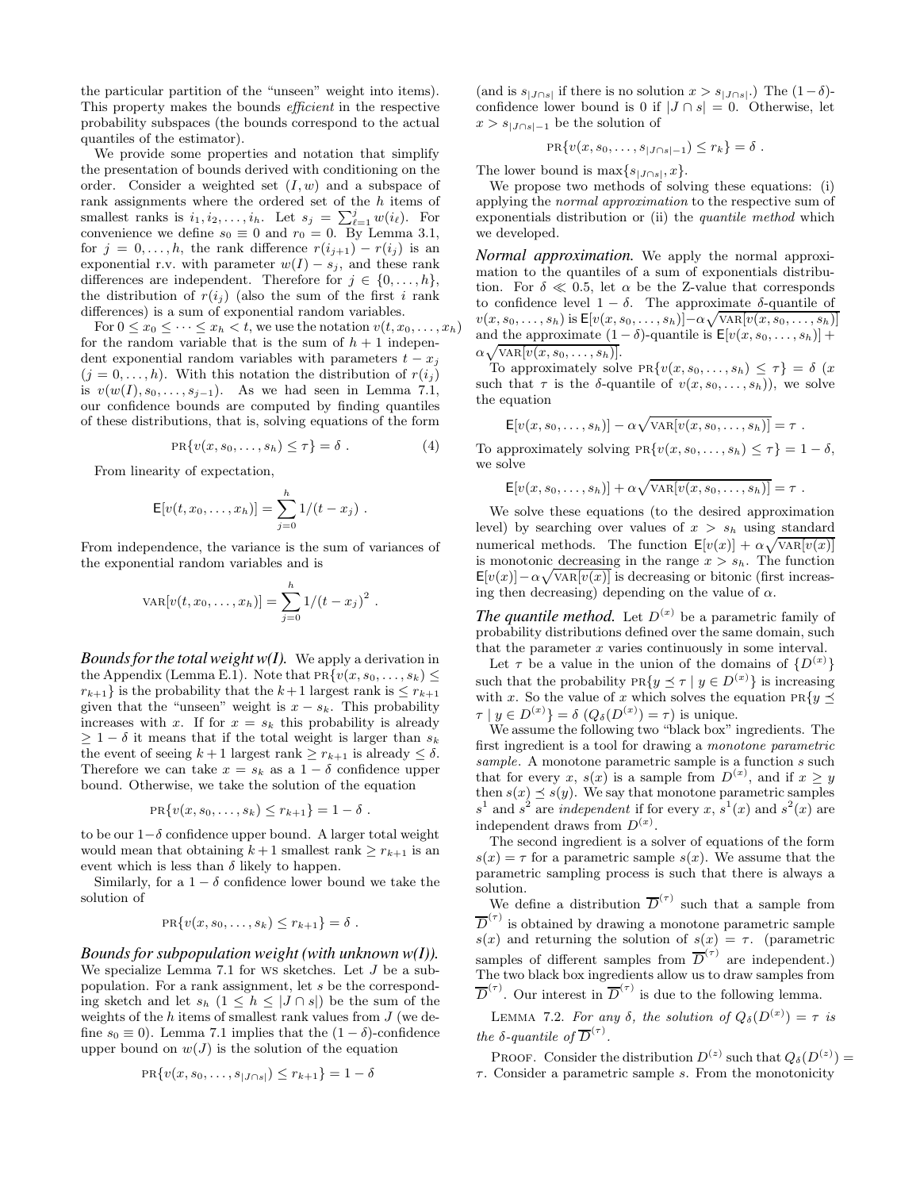the particular partition of the "unseen" weight into items). This property makes the bounds *efficient* in the respective probability subspaces (the bounds correspond to the actual quantiles of the estimator).

We provide some properties and notation that simplify the presentation of bounds derived with conditioning on the order. Consider a weighted set $(I, w)$ and a subspace of rank assignments where the ordered set of the $h$ items of smallest ranks is $i_1, i_2, \ldots, i_h$. Let $s_j = \sum_{\ell=1}^{j} w(i_\ell)$. For convenience we define $s_0 \equiv 0$ and $r_0 = 0$. By Lemma 3.1, for $j = 0, \ldots, h$, the rank difference $r(i_{j+1}) - r(i_j)$ is an exponential r.v. with parameter $w(I) - s_j$, and these rank differences are independent. Therefore for $j \in \{0, \ldots, h\}$, the distribution of $r(i_j)$ (also the sum of the first $i$ rank differences) is a sum of exponential random variables.

For $0 \le x_0 \le \cdots \le x_h < t$, we use the notation $v(t, x_0, \ldots, x_h)$ for the random variable that is the sum of $h+1$ independent exponential random variables with parameters $t - x_j$ $(j = 0, \ldots, h)$. With this notation the distribution of $r(i_j)$ is $v(w(I), s_0, \ldots, s_{j-1})$. As we had seen in Lemma 7.1, our confidence bounds are computed by finding quantiles of these distributions, that is, solving equations of the form

$$\text{PR}\{v(x, s_0, \ldots, s_h) \le \tau\} = \delta \ . \qquad (4)$$

From linearity of expectation,

$$\mathsf{E}[v(t, x_0, \ldots, x_h)] = \sum_{j=0}^{h} 1/(t - x_j) \ .$$

From independence, the variance is the sum of variances of the exponential random variables and is

$$\text{VAR}[v(t, x_0, \ldots, x_h)] = \sum_{j=0}^{h} 1/(t - x_j)^2 \ .$$

***Bounds for the total weight w(I).*** We apply a derivation in the Appendix (Lemma E.1). Note that $\text{PR}\{v(x, s_0, \ldots, s_k) \le r_{k+1}\}$ is the probability that the $k+1$ largest rank is $\le r_{k+1}$ given that the "unseen" weight is $x - s_k$. This probability increases with $x$. If for $x = s_k$ this probability is already $\ge 1 - \delta$ it means that if the total weight is larger than $s_k$ the event of seeing $k+1$ largest rank $\ge r_{k+1}$ is already $\le \delta$. Therefore we can take $x = s_k$ as a $1 - \delta$ confidence upper bound. Otherwise, we take the solution of the equation

$$\text{PR}\{v(x, s_0, \ldots, s_k) \le r_{k+1}\} = 1 - \delta \ .$$

to be our $1-\delta$ confidence upper bound. A larger total weight would mean that obtaining $k+1$ smallest rank $\ge r_{k+1}$ is an event which is less than $\delta$ likely to happen.

Similarly, for a $1 - \delta$ confidence lower bound we take the solution of

$$\text{PR}\{v(x, s_0, \ldots, s_k) \le r_{k+1}\} = \delta \ .$$

***Bounds for subpopulation weight (with unknown w(I)).*** We specialize Lemma 7.1 for WS sketches. Let $J$ be a subpopulation. For a rank assignment, let $s$ be the corresponding sketch and let $s_h$ $(1 \le h \le |J \cap s|)$ be the sum of the weights of the $h$ items of smallest rank values from $J$ (we define $s_0 \equiv 0$). Lemma 7.1 implies that the $(1 - \delta)$-confidence upper bound on $w(J)$ is the solution of the equation

$$\text{PR}\{v(x, s_0, \ldots, s_{|J \cap s|}) \le r_{k+1}\} = 1 - \delta$$

(and is $s_{|J \cap s|}$ if there is no solution $x > s_{|J \cap s|}$.) The $(1-\delta)$-confidence lower bound is 0 if $|J \cap s| = 0$. Otherwise, let $x > s_{|J \cap s|-1}$ be the solution of

$$\text{PR}\{v(x, s_0, \ldots, s_{|J \cap s|-1}) \le r_k\} = \delta \ .$$

The lower bound is $\max\{s_{|J \cap s|}, x\}$.

We propose two methods of solving these equations: (i) applying the *normal approximation* to the respective sum of exponentials distribution or (ii) the *quantile method* which we developed.

***Normal approximation.*** We apply the normal approximation to the quantiles of a sum of exponentials distribution. For $\delta \ll 0.5$, let $\alpha$ be the Z-value that corresponds to confidence level $1 - \delta$. The approximate $\delta$-quantile of $v(x, s_0, \ldots, s_h)$ is $\mathsf{E}[v(x, s_0, \ldots, s_h)] - \alpha\sqrt{\text{VAR}[v(x, s_0, \ldots, s_h)]}$ and the approximate $(1-\delta)$-quantile is $\mathsf{E}[v(x, s_0, \ldots, s_h)] + \alpha\sqrt{\text{VAR}[v(x, s_0, \ldots, s_h)]}$.

To approximately solve $\text{PR}\{v(x, s_0, \ldots, s_h) \le \tau\} = \delta$ ($x$ such that $\tau$ is the $\delta$-quantile of $v(x, s_0, \ldots, s_h)$), we solve the equation

$$\mathsf{E}[v(x, s_0, \ldots, s_h)] - \alpha\sqrt{\text{VAR}[v(x, s_0, \ldots, s_h)]} = \tau \ .$$

To approximately solving $\text{PR}\{v(x, s_0, \ldots, s_h) \le \tau\} = 1 - \delta$, we solve

$$\mathsf{E}[v(x, s_0, \ldots, s_h)] + \alpha\sqrt{\text{VAR}[v(x, s_0, \ldots, s_h)]} = \tau \ .$$

We solve these equations (to the desired approximation level) by searching over values of $x > s_h$ using standard numerical methods. The function $\mathsf{E}[v(x)] + \alpha\sqrt{\text{VAR}[v(x)]}$ is monotonic decreasing in the range $x > s_h$. The function $\mathsf{E}[v(x)] - \alpha\sqrt{\text{VAR}[v(x)]}$ is decreasing or bitonic (first increasing then decreasing) depending on the value of $\alpha$.

***The quantile method.*** Let $D^{(x)}$ be a parametric family of probability distributions defined over the same domain, such that the parameter $x$ varies continuously in some interval.

Let $\tau$ be a value in the union of the domains of $\{D^{(x)}\}$ such that the probability $\text{PR}\{y \preceq \tau \mid y \in D^{(x)}\}$ is increasing with $x$. So the value of $x$ which solves the equation $\text{PR}\{y \preceq \tau \mid y \in D^{(x)}\} = \delta$ $(Q_\delta(D^{(x)}) = \tau)$ is unique.

We assume the following two "black box" ingredients. The first ingredient is a tool for drawing a *monotone parametric sample*. A monotone parametric sample is a function $s$ such that for every $x$, $s(x)$ is a sample from $D^{(x)}$, and if $x \ge y$ then $s(x) \preceq s(y)$. We say that monotone parametric samples $s^1$ and $s^2$ are *independent* if for every $x$, $s^1(x)$ and $s^2(x)$ are independent draws from $D^{(x)}$.

The second ingredient is a solver of equations of the form $s(x) = \tau$ for a parametric sample $s(x)$. We assume that the parametric sampling process is such that there is always a solution.

We define a distribution $\overline{D}^{(\tau)}$ such that a sample from $\overline{D}^{(\tau)}$ is obtained by drawing a monotone parametric sample $s(x)$ and returning the solution of $s(x) = \tau$. (parametric samples of different samples from $\overline{D}^{(\tau)}$ are independent.) The two black box ingredients allow us to draw samples from $\overline{D}^{(\tau)}$. Our interest in $\overline{D}^{(\tau)}$ is due to the following lemma.

LEMMA 7.2. *For any $\delta$, the solution of $Q_\delta(D^{(x)}) = \tau$ is the $\delta$-quantile of $\overline{D}^{(\tau)}$.*

PROOF. Consider the distribution $D^{(z)}$ such that $Q_\delta(D^{(z)}) = \tau$. Consider a parametric sample $s$. From the monotonicity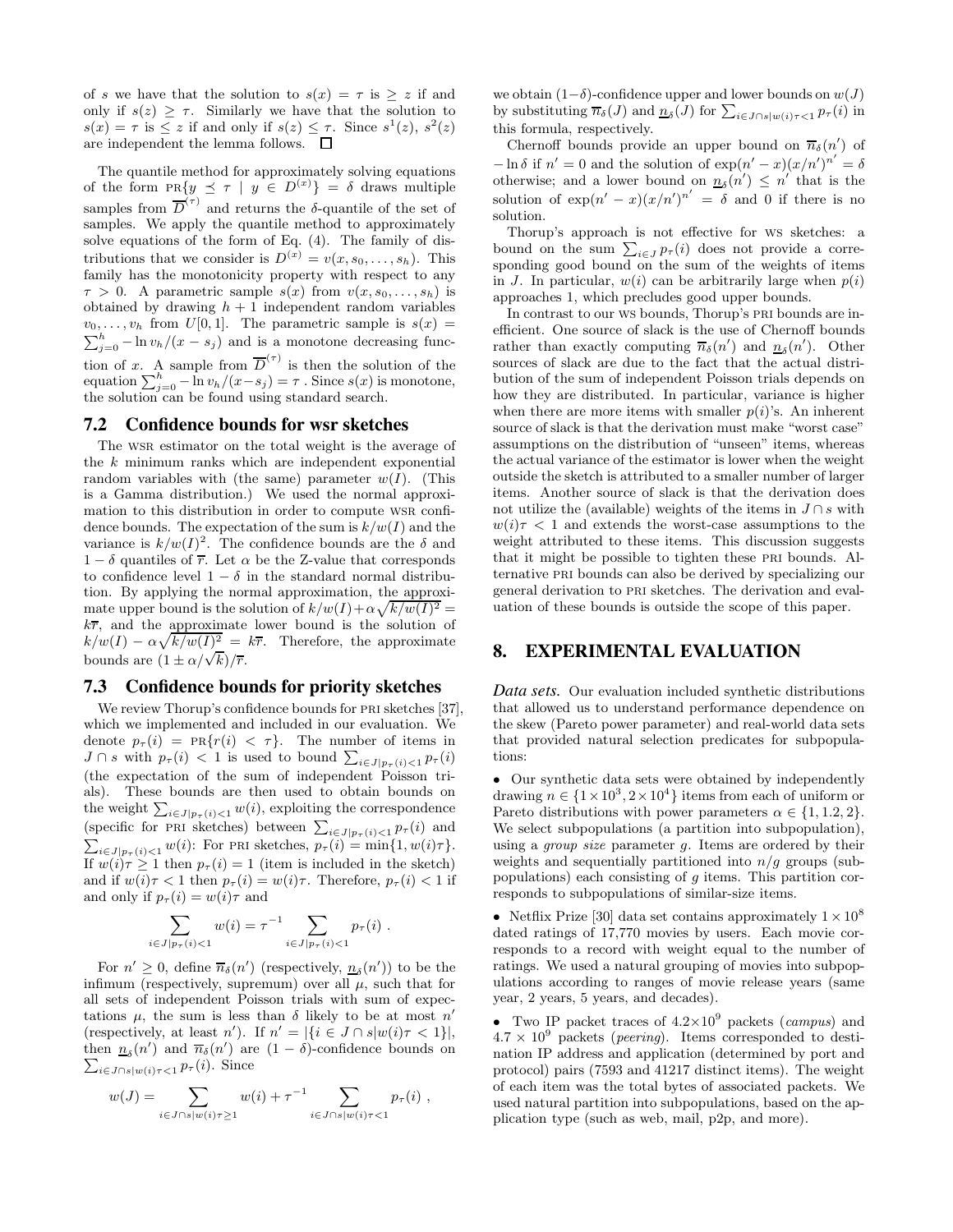of $s$ we have that the solution to $s(x) = \tau$ is $\geq z$ if and only if $s(z) \geq \tau$. Similarly we have that the solution to $s(x) = \tau$ is $\leq z$ if and only if $s(z) \leq \tau$. Since $s^1(z)$, $s^2(z)$ are independent the lemma follows. $\square$

The quantile method for approximately solving equations of the form $\text{PR}\{y \preceq \tau \mid y \in D^{(x)}\} = \delta$ draws multiple samples from $\overline{D}^{(\tau)}$ and returns the $\delta$-quantile of the set of samples. We apply the quantile method to approximately solve equations of the form of Eq. (4). The family of distributions that we consider is $D^{(x)} = v(x, s_0, \ldots, s_h)$. This family has the monotonicity property with respect to any $\tau > 0$. A parametric sample $s(x)$ from $v(x, s_0, \ldots, s_h)$ is obtained by drawing $h+1$ independent random variables $v_0, \ldots, v_h$ from $U[0,1]$. The parametric sample is $s(x) = \sum_{j=0}^{h} -\ln v_h/(x - s_j)$ and is a monotone decreasing function of $x$. A sample from $\overline{D}^{(\tau)}$ is then the solution of the equation $\sum_{j=0}^{h} -\ln v_h/(x-s_j) = \tau$ . Since $s(x)$ is monotone, the solution can be found using standard search.

## 7.2 Confidence bounds for wsr sketches

The WSR estimator on the total weight is the average of the $k$ minimum ranks which are independent exponential random variables with (the same) parameter $w(I)$. (This is a Gamma distribution.) We used the normal approximation to this distribution in order to compute WSR confidence bounds. The expectation of the sum is $k/w(I)$ and the variance is $k/w(I)^2$. The confidence bounds are the $\delta$ and $1-\delta$ quantiles of $\overline{r}$. Let $\alpha$ be the Z-value that corresponds to confidence level $1-\delta$ in the standard normal distribution. By applying the normal approximation, the approximate upper bound is the solution of $k/w(I) + \alpha\sqrt{k/w(I)^2} = k\overline{r}$, and the approximate lower bound is the solution of $k/w(I) - \alpha\sqrt{k/w(I)^2} = k\overline{r}$. Therefore, the approximate bounds are $(1 \pm \alpha/\sqrt{k})/\overline{r}$.

## 7.3 Confidence bounds for priority sketches

We review Thorup's confidence bounds for PRI sketches [37], which we implemented and included in our evaluation. We denote $p_\tau(i) = \text{PR}\{r(i) < \tau\}$. The number of items in $J \cap s$ with $p_\tau(i) < 1$ is used to bound $\sum_{i \in J | p_\tau(i) < 1} p_\tau(i)$ (the expectation of the sum of independent Poisson trials). These bounds are then used to obtain bounds on the weight $\sum_{i \in J | p_\tau(i) < 1} w(i)$, exploiting the correspondence (specific for PRI sketches) between $\sum_{i \in J | p_\tau(i) < 1} p_\tau(i)$ and $\sum_{i \in J | p_\tau(i) < 1} w(i)$: For PRI sketches, $p_\tau(i) = \min\{1, w(i)\tau\}$. If $w(i)\tau \geq 1$ then $p_\tau(i) = 1$ (item is included in the sketch) and if $w(i)\tau < 1$ then $p_\tau(i) = w(i)\tau$. Therefore, $p_\tau(i) < 1$ if and only if $p_\tau(i) = w(i)\tau$ and

$$\sum_{i \in J | p_\tau(i) < 1} w(i) = \tau^{-1} \sum_{i \in J | p_\tau(i) < 1} p_\tau(i) \; .$$

For $n' \geq 0$, define $\overline{n}_\delta(n')$ (respectively, $\underline{n}_\delta(n')$) to be the infimum (respectively, supremum) over all $\mu$, such that for all sets of independent Poisson trials with sum of expectations $\mu$, the sum is less than $\delta$ likely to be at most $n'$ (respectively, at least $n'$). If $n' = |\{i \in J \cap s | w(i)\tau < 1\}|$, then $\underline{n}_\delta(n')$ and $\overline{n}_\delta(n')$ are $(1-\delta)$-confidence bounds on $\sum_{i \in J \cap s | w(i)\tau < 1} p_\tau(i)$. Since

$$w(J) = \sum_{i \in J \cap s | w(i)\tau \geq 1} w(i) + \tau^{-1} \sum_{i \in J \cap s | w(i)\tau < 1} p_\tau(i) \; ,$$

we obtain $(1-\delta)$-confidence upper and lower bounds on $w(J)$ by substituting $\overline{n}_\delta(J)$ and $\underline{n}_\delta(J)$ for $\sum_{i \in J \cap s | w(i)\tau < 1} p_\tau(i)$ in this formula, respectively.

Chernoff bounds provide an upper bound on $\overline{n}_\delta(n')$ of $-\ln\delta$ if $n' = 0$ and the solution of $\exp(n' - x)(x/n')^{n'} = \delta$ otherwise; and a lower bound on $\underline{n}_\delta(n') \leq n'$ that is the solution of $\exp(n' - x)(x/n')^{n'} = \delta$ and 0 if there is no solution.

Thorup's approach is not effective for WS sketches: a bound on the sum $\sum_{i \in J} p_\tau(i)$ does not provide a corresponding good bound on the sum of the weights of items in $J$. In particular, $w(i)$ can be arbitrarily large when $p(i)$ approaches 1, which precludes good upper bounds.

In contrast to our WS bounds, Thorup's PRI bounds are inefficient. One source of slack is the use of Chernoff bounds rather than exactly computing $\overline{n}_\delta(n')$ and $\underline{n}_\delta(n')$. Other sources of slack are due to the fact that the actual distribution of the sum of independent Poisson trials depends on how they are distributed. In particular, variance is higher when there are more items with smaller $p(i)$'s. An inherent source of slack is that the derivation must make "worst case" assumptions on the distribution of "unseen" items, whereas the actual variance of the estimator is lower when the weight outside the sketch is attributed to a smaller number of larger items. Another source of slack is that the derivation does not utilize the (available) weights of the items in $J \cap s$ with $w(i)\tau < 1$ and extends the worst-case assumptions to the weight attributed to these items. This discussion suggests that it might be possible to tighten these PRI bounds. Alternative PRI bounds can also be derived by specializing our general derivation to PRI sketches. The derivation and evaluation of these bounds is outside the scope of this paper.

# 8. EXPERIMENTAL EVALUATION

***Data sets.*** Our evaluation included synthetic distributions that allowed us to understand performance dependence on the skew (Pareto power parameter) and real-world data sets that provided natural selection predicates for subpopulations:

- Our synthetic data sets were obtained by independently drawing $n \in \{1 \times 10^3, 2 \times 10^4\}$ items from each of uniform or Pareto distributions with power parameters $\alpha \in \{1, 1.2, 2\}$. We select subpopulations (a partition into subpopulation), using a *group size* parameter $g$. Items are ordered by their weights and sequentially partitioned into $n/g$ groups (subpopulations) each consisting of $g$ items. This partition corresponds to subpopulations of similar-size items.

- Netflix Prize [30] data set contains approximately $1 \times 10^8$ dated ratings of 17,770 movies by users. Each movie corresponds to a record with weight equal to the number of ratings. We used a natural grouping of movies into subpopulations according to ranges of movie release years (same year, 2 years, 5 years, and decades).

- Two IP packet traces of $4.2 \times 10^9$ packets (*campus*) and $4.7 \times 10^9$ packets (*peering*). Items corresponded to destination IP address and application (determined by port and protocol) pairs (7593 and 41217 distinct items). The weight of each item was the total bytes of associated packets. We used natural partition into subpopulations, based on the application type (such as web, mail, p2p, and more).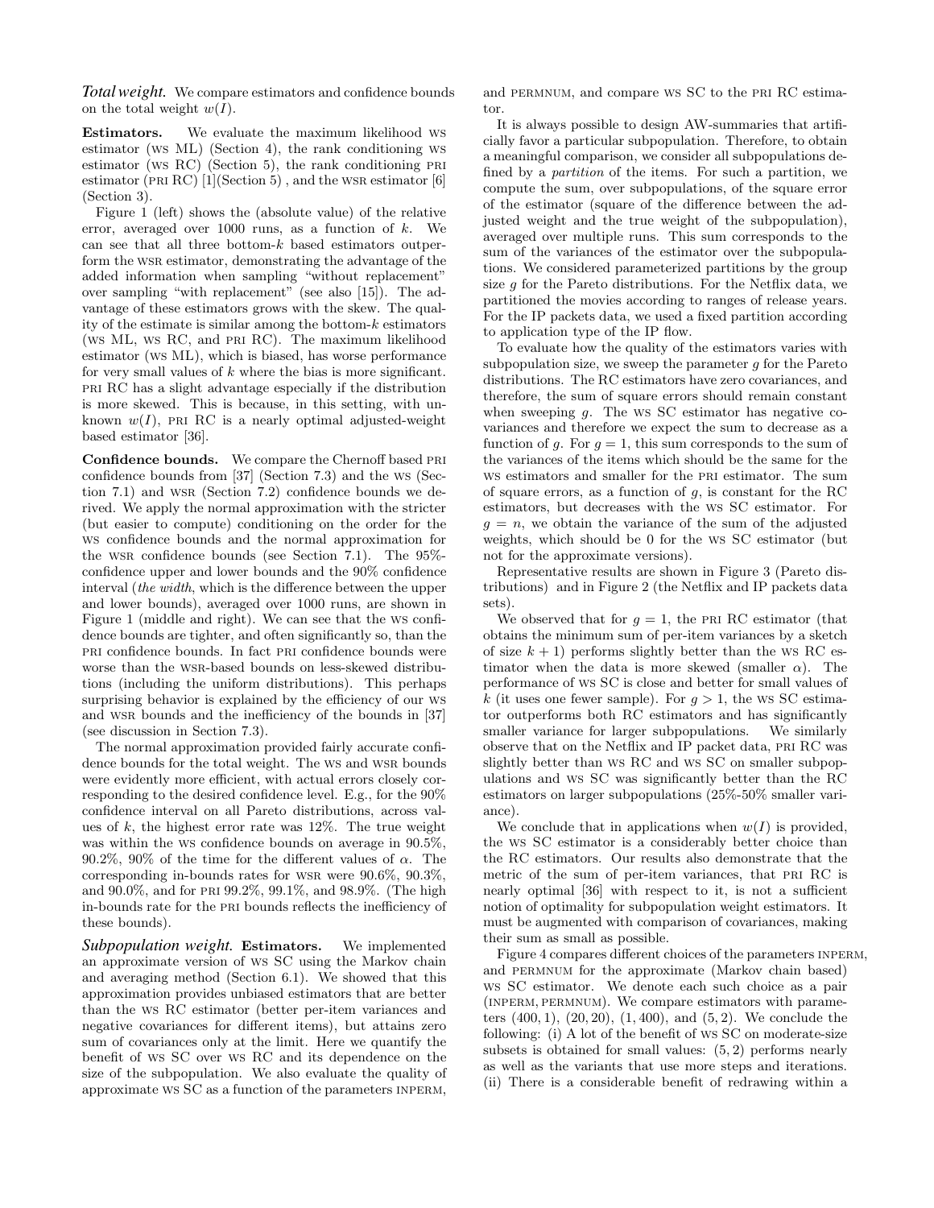*Total weight.* We compare estimators and confidence bounds on the total weight $w(I)$.

**Estimators.** We evaluate the maximum likelihood WS estimator (WS ML) (Section 4), the rank conditioning WS estimator (WS RC) (Section 5), the rank conditioning PRI estimator (PRI RC) [1](Section 5) , and the WSR estimator [6] (Section 3).

Figure 1 (left) shows the (absolute value) of the relative error, averaged over 1000 runs, as a function of $k$. We can see that all three bottom-$k$ based estimators outperform the WSR estimator, demonstrating the advantage of the added information when sampling "without replacement" over sampling "with replacement" (see also [15]). The advantage of these estimators grows with the skew. The quality of the estimate is similar among the bottom-$k$ estimators (WS ML, WS RC, and PRI RC). The maximum likelihood estimator (WS ML), which is biased, has worse performance for very small values of $k$ where the bias is more significant. PRI RC has a slight advantage especially if the distribution is more skewed. This is because, in this setting, with unknown $w(I)$, PRI RC is a nearly optimal adjusted-weight based estimator [36].

**Confidence bounds.** We compare the Chernoff based PRI confidence bounds from [37] (Section 7.3) and the WS (Section 7.1) and WSR (Section 7.2) confidence bounds we derived. We apply the normal approximation with the stricter (but easier to compute) conditioning on the order for the WS confidence bounds and the normal approximation for the WSR confidence bounds (see Section 7.1). The 95%-confidence upper and lower bounds and the 90% confidence interval (*the width*, which is the difference between the upper and lower bounds), averaged over 1000 runs, are shown in Figure 1 (middle and right). We can see that the WS confidence bounds are tighter, and often significantly so, than the PRI confidence bounds. In fact PRI confidence bounds were worse than the WSR-based bounds on less-skewed distributions (including the uniform distributions). This perhaps surprising behavior is explained by the efficiency of our WS and WSR bounds and the inefficiency of the bounds in [37] (see discussion in Section 7.3).

The normal approximation provided fairly accurate confidence bounds for the total weight. The WS and WSR bounds were evidently more efficient, with actual errors closely corresponding to the desired confidence level. E.g., for the 90% confidence interval on all Pareto distributions, across values of $k$, the highest error rate was 12%. The true weight was within the WS confidence bounds on average in 90.5%, 90.2%, 90% of the time for the different values of $\alpha$. The corresponding in-bounds rates for WSR were 90.6%, 90.3%, and 90.0%, and for PRI 99.2%, 99.1%, and 98.9%. (The high in-bounds rate for the PRI bounds reflects the inefficiency of these bounds).

*Subpopulation weight.* **Estimators.** We implemented an approximate version of WS SC using the Markov chain and averaging method (Section 6.1). We showed that this approximation provides unbiased estimators that are better than the WS RC estimator (better per-item variances and negative covariances for different items), but attains zero sum of covariances only at the limit. Here we quantify the benefit of WS SC over WS RC and its dependence on the size of the subpopulation. We also evaluate the quality of approximate WS SC as a function of the parameters INPERM, and PERMNUM, and compare WS SC to the PRI RC estimator.

It is always possible to design AW-summaries that artificially favor a particular subpopulation. Therefore, to obtain a meaningful comparison, we consider all subpopulations defined by a *partition* of the items. For such a partition, we compute the sum, over subpopulations, of the square error of the estimator (square of the difference between the adjusted weight and the true weight of the subpopulation), averaged over multiple runs. This sum corresponds to the sum of the variances of the estimator over the subpopulations. We considered parameterized partitions by the group size $g$ for the Pareto distributions. For the Netflix data, we partitioned the movies according to ranges of release years. For the IP packets data, we used a fixed partition according to application type of the IP flow.

To evaluate how the quality of the estimators varies with subpopulation size, we sweep the parameter $g$ for the Pareto distributions. The RC estimators have zero covariances, and therefore, the sum of square errors should remain constant when sweeping $g$. The WS SC estimator has negative covariances and therefore we expect the sum to decrease as a function of $g$. For $g = 1$, this sum corresponds to the sum of the variances of the items which should be the same for the WS estimators and smaller for the PRI estimator. The sum of square errors, as a function of $g$, is constant for the RC estimators, but decreases with the WS SC estimator. For $g = n$, we obtain the variance of the sum of the adjusted weights, which should be 0 for the WS SC estimator (but not for the approximate versions).

Representative results are shown in Figure 3 (Pareto distributions) and in Figure 2 (the Netflix and IP packets data sets).

We observed that for $g = 1$, the PRI RC estimator (that obtains the minimum sum of per-item variances by a sketch of size $k+1$) performs slightly better than the WS RC estimator when the data is more skewed (smaller $\alpha$). The performance of WS SC is close and better for small values of $k$ (it uses one fewer sample). For $g > 1$, the WS SC estimator outperforms both RC estimators and has significantly smaller variance for larger subpopulations. We similarly observe that on the Netflix and IP packet data, PRI RC was slightly better than WS RC and WS SC on smaller subpopulations and WS SC was significantly better than the RC estimators on larger subpopulations (25%-50% smaller variance).

We conclude that in applications when $w(I)$ is provided, the WS SC estimator is a considerably better choice than the RC estimators. Our results also demonstrate that the metric of the sum of per-item variances, that PRI RC is nearly optimal [36] with respect to it, is not a sufficient notion of optimality for subpopulation weight estimators. It must be augmented with comparison of covariances, making their sum as small as possible.

Figure 4 compares different choices of the parameters INPERM, and PERMNUM for the approximate (Markov chain based) WS SC estimator. We denote each such choice as a pair (INPERM, PERMNUM). We compare estimators with parameters (400, 1), (20, 20), (1, 400), and (5, 2). We conclude the following: (i) A lot of the benefit of WS SC on moderate-size subsets is obtained for small values: (5, 2) performs nearly as well as the variants that use more steps and iterations. (ii) There is a considerable benefit of redrawing within a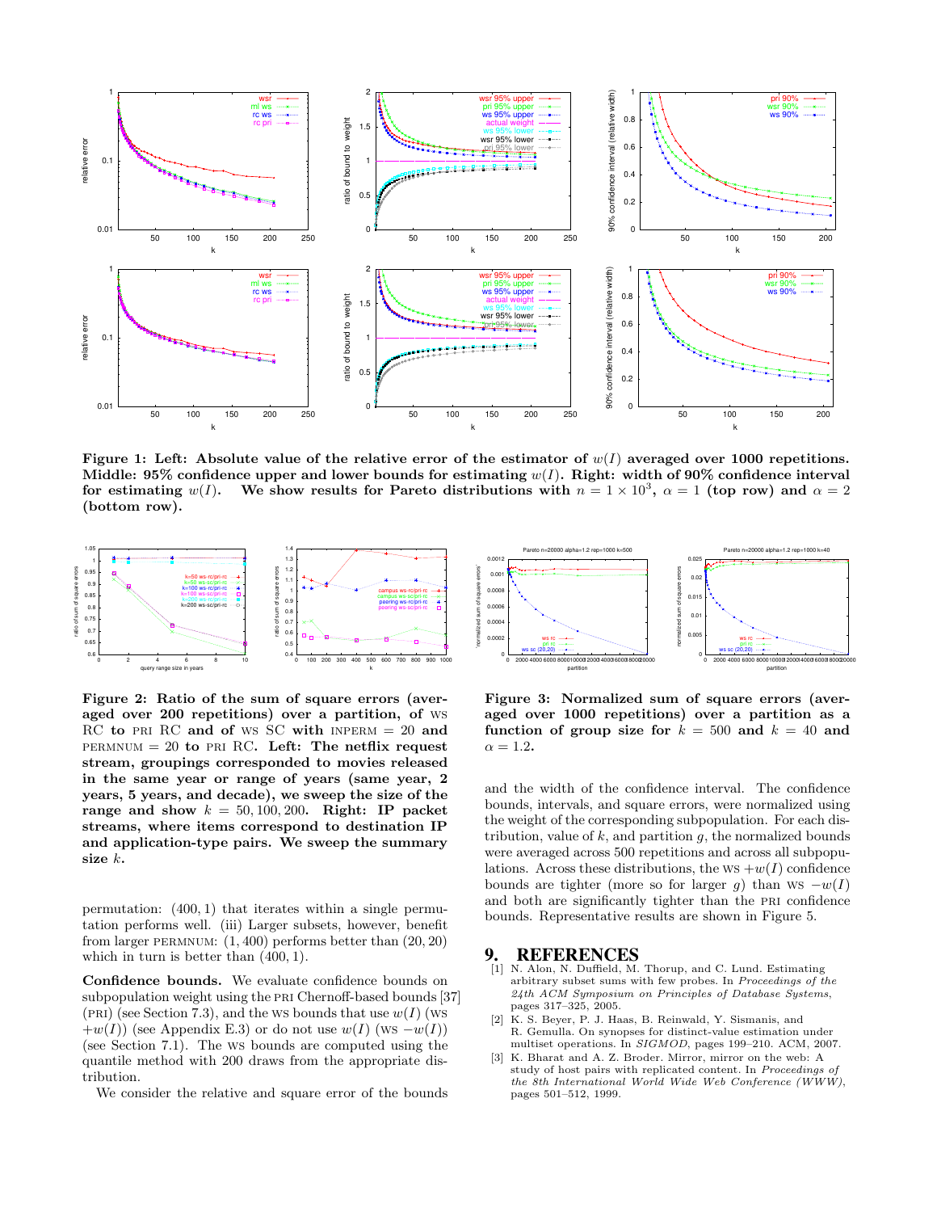**Figure 1: Left: Absolute value of the relative error of the estimator of $w(I)$ averaged over 1000 repetitions. Middle: 95% confidence upper and lower bounds for estimating $w(I)$. Right: width of 90% confidence interval for estimating $w(I)$. We show results for Pareto distributions with $n = 1 \times 10^3$, $\alpha = 1$ (top row) and $\alpha = 2$ (bottom row).**

**Figure 2: Ratio of the sum of square errors (averaged over 200 repetitions) over a partition, of WS RC to PRI RC and of WS SC with INPERM = 20 and PERMNUM = 20 to PRI RC. Left: The netflix request stream, groupings corresponded to movies released in the same year or range of years (same year, 2 years, 5 years, and decade), we sweep the size of the range and show $k = 50, 100, 200$. Right: IP packet streams, where items correspond to destination IP and application-type pairs. We sweep the summary size $k$.**

**Figure 3: Normalized sum of square errors (averaged over 1000 repetitions) over a partition as a function of group size for $k = 500$ and $k = 40$ and $\alpha = 1.2$.**

permutation: $(400, 1)$ that iterates within a single permutation performs well. (iii) Larger subsets, however, benefit from larger PERMNUM: $(1, 400)$ performs better than $(20, 20)$ which in turn is better than $(400, 1)$.

**Confidence bounds.** We evaluate confidence bounds on subpopulation weight using the PRI Chernoff-based bounds [37] (PRI) (see Section 7.3), and the WS bounds that use $w(I)$ (WS $+w(I)$) (see Appendix E.3) or do not use $w(I)$ (WS $-w(I)$) (see Section 7.1). The WS bounds are computed using the quantile method with 200 draws from the appropriate distribution.

We consider the relative and square error of the bounds and the width of the confidence interval. The confidence bounds, intervals, and square errors, were normalized using the weight of the corresponding subpopulation. For each distribution, value of $k$, and partition $g$, the normalized bounds were averaged across 500 repetitions and across all subpopulations. Across these distributions, the WS $+w(I)$ confidence bounds are tighter (more so for larger $g$) than WS $-w(I)$ and both are significantly tighter than the PRI confidence bounds. Representative results are shown in Figure 5.

# 9. REFERENCES

[1] N. Alon, N. Duffield, M. Thorup, and C. Lund. Estimating arbitrary subset sums with few probes. In *Proceedings of the 24th ACM Symposium on Principles of Database Systems*, pages 317–325, 2005.

[2] K. S. Beyer, P. J. Haas, B. Reinwald, Y. Sismanis, and R. Gemulla. On synopses for distinct-value estimation under multiset operations. In *SIGMOD*, pages 199–210. ACM, 2007.

[3] K. Bharat and A. Z. Broder. Mirror, mirror on the web: A study of host pairs with replicated content. In *Proceedings of the 8th International World Wide Web Conference (WWW)*, pages 501–512, 1999.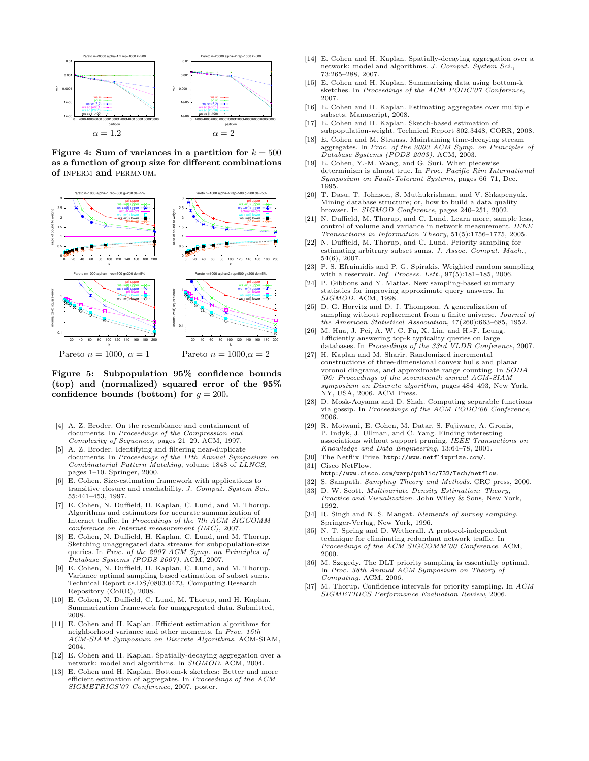$\alpha = 1.2$ $\alpha = 2$

**Figure 4: Sum of variances in a partition for $k = 500$ as a function of group size for different combinations of** INPERM **and** PERMNUM**.**

Pareto $n = 1000$, $\alpha = 1$ Pareto $n = 1000, \alpha = 2$

**Figure 5: Subpopulation 95% confidence bounds (top) and (normalized) squared error of the 95% confidence bounds (bottom) for $g = 200$.**

[4] A. Z. Broder. On the resemblance and containment of documents. In *Proceedings of the Compression and Complexity of Sequences*, pages 21–29. ACM, 1997.

[5] A. Z. Broder. Identifying and filtering near-duplicate documents. In *Proceedings of the 11th Annual Symposium on Combinatorial Pattern Matching*, volume 1848 of *LLNCS*, pages 1–10. Springer, 2000.

[6] E. Cohen. Size-estimation framework with applications to transitive closure and reachability. *J. Comput. System Sci.*, 55:441–453, 1997.

[7] E. Cohen, N. Duffield, H. Kaplan, C. Lund, and M. Thorup. Algorithms and estimators for accurate summarization of Internet traffic. In *Proceedings of the 7th ACM SIGCOMM conference on Internet measurement (IMC)*, 2007.

[8] E. Cohen, N. Duffield, H. Kaplan, C. Lund, and M. Thorup. Sketching unaggregated data streams for subpopulation-size queries. In *Proc. of the 2007 ACM Symp. on Principles of Database Systems (PODS 2007)*. ACM, 2007.

[9] E. Cohen, N. Duffield, H. Kaplan, C. Lund, and M. Thorup. Variance optimal sampling based estimation of subset sums. Technical Report cs.DS/0803.0473, Computing Research Repository (CoRR), 2008.

[10] E. Cohen, N. Duffield, C. Lund, M. Thorup, and H. Kaplan. Summarization framework for unaggregated data. Submitted, 2008.

[11] E. Cohen and H. Kaplan. Efficient estimation algorithms for neighborhood variance and other moments. In *Proc. 15th ACM-SIAM Symposium on Discrete Algorithms*. ACM-SIAM, 2004.

[12] E. Cohen and H. Kaplan. Spatially-decaying aggregation over a network: model and algorithms. In *SIGMOD*. ACM, 2004.

[13] E. Cohen and H. Kaplan. Bottom-k sketches: Better and more efficient estimation of aggregates. In *Proceedings of the ACM SIGMETRICS'07 Conference*, 2007. poster.

[14] E. Cohen and H. Kaplan. Spatially-decaying aggregation over a network: model and algorithms. *J. Comput. System Sci.*, 73:265–288, 2007.

[15] E. Cohen and H. Kaplan. Summarizing data using bottom-k sketches. In *Proceedings of the ACM PODC'07 Conference*, 2007.

[16] E. Cohen and H. Kaplan. Estimating aggregates over multiple subsets. Manuscript, 2008.

[17] E. Cohen and H. Kaplan. Sketch-based estimation of subpopulation-weight. Technical Report 802.3448, CORR, 2008.

[18] E. Cohen and M. Strauss. Maintaining time-decaying stream aggregates. In *Proc. of the 2003 ACM Symp. on Principles of Database Systems (PODS 2003)*. ACM, 2003.

[19] E. Cohen, Y.-M. Wang, and G. Suri. When piecewise determinism is almost true. In *Proc. Pacific Rim International Symposium on Fault-Tolerant Systems*, pages 66–71, Dec. 1995.

[20] T. Dasu, T. Johnson, S. Muthukrishnan, and V. Shkapenyuk. Mining database structure; or, how to build a data quality browser. In *SIGMOD Conference*, pages 240–251, 2002.

[21] N. Duffield, M. Thorup, and C. Lund. Learn more, sample less, control of volume and variance in network measurement. *IEEE Transactions in Information Theory*, 51(5):1756–1775, 2005.

[22] N. Duffield, M. Thorup, and C. Lund. Priority sampling for estimating arbitrary subset sums. *J. Assoc. Comput. Mach.*, 54(6), 2007.

[23] P. S. Efraimidis and P. G. Spirakis. Weighted random sampling with a reservoir. *Inf. Process. Lett.*, 97(5):181–185, 2006.

[24] P. Gibbons and Y. Matias. New sampling-based summary statistics for improving approximate query answers. In *SIGMOD*. ACM, 1998.

[25] D. G. Horvitz and D. J. Thompson. A generalization of sampling without replacement from a finite universe. *Journal of the American Statistical Association*, 47(260):663–685, 1952.

[26] M. Hua, J. Pei, A. W. C. Fu, X. Lin, and H.-F. Leung. Efficiently answering top-k typicality queries on large databases. In *Proceedings of the 33rd VLDB Conference*, 2007.

[27] H. Kaplan and M. Sharir. Randomized incremental constructions of three-dimensional convex hulls and planar voronoi diagrams, and approximate range counting. In *SODA '06: Proceedings of the seventeenth annual ACM-SIAM symposium on Discrete algorithm*, pages 484–493, New York, NY, USA, 2006. ACM Press.

[28] D. Mosk-Aoyama and D. Shah. Computing separable functions via gossip. In *Proceedings of the ACM PODC'06 Conference*, 2006.

[29] R. Motwani, E. Cohen, M. Datar, S. Fujiware, A. Gronis, P. Indyk, J. Ullman, and C. Yang. Finding interesting associations without support pruning. *IEEE Transactions on Knowledge and Data Engineering*, 13:64–78, 2001.

[30] The Netflix Prize. http://www.netflixprize.com/.

[31] Cisco NetFlow. http://www.cisco.com/warp/public/732/Tech/netflow.

[32] S. Sampath. *Sampling Theory and Methods*. CRC press, 2000.

[33] D. W. Scott. *Multivariate Density Estimation: Theory, Practice and Visualization*. John Wiley & Sons, New York, 1992.

[34] R. Singh and N. S. Mangat. *Elements of survey sampling*. Springer-Verlag, New York, 1996.

[35] N. T. Spring and D. Wetherall. A protocol-independent technique for eliminating redundant network traffic. In *Proceedings of the ACM SIGCOMM'00 Conference*. ACM, 2000.

[36] M. Szegedy. The DLT priority sampling is essentially optimal. In *Proc. 38th Annual ACM Symposium on Theory of Computing*. ACM, 2006.

[37] M. Thorup. Confidence intervals for priority sampling. In *ACM SIGMETRICS Performance Evaluation Review*, 2006.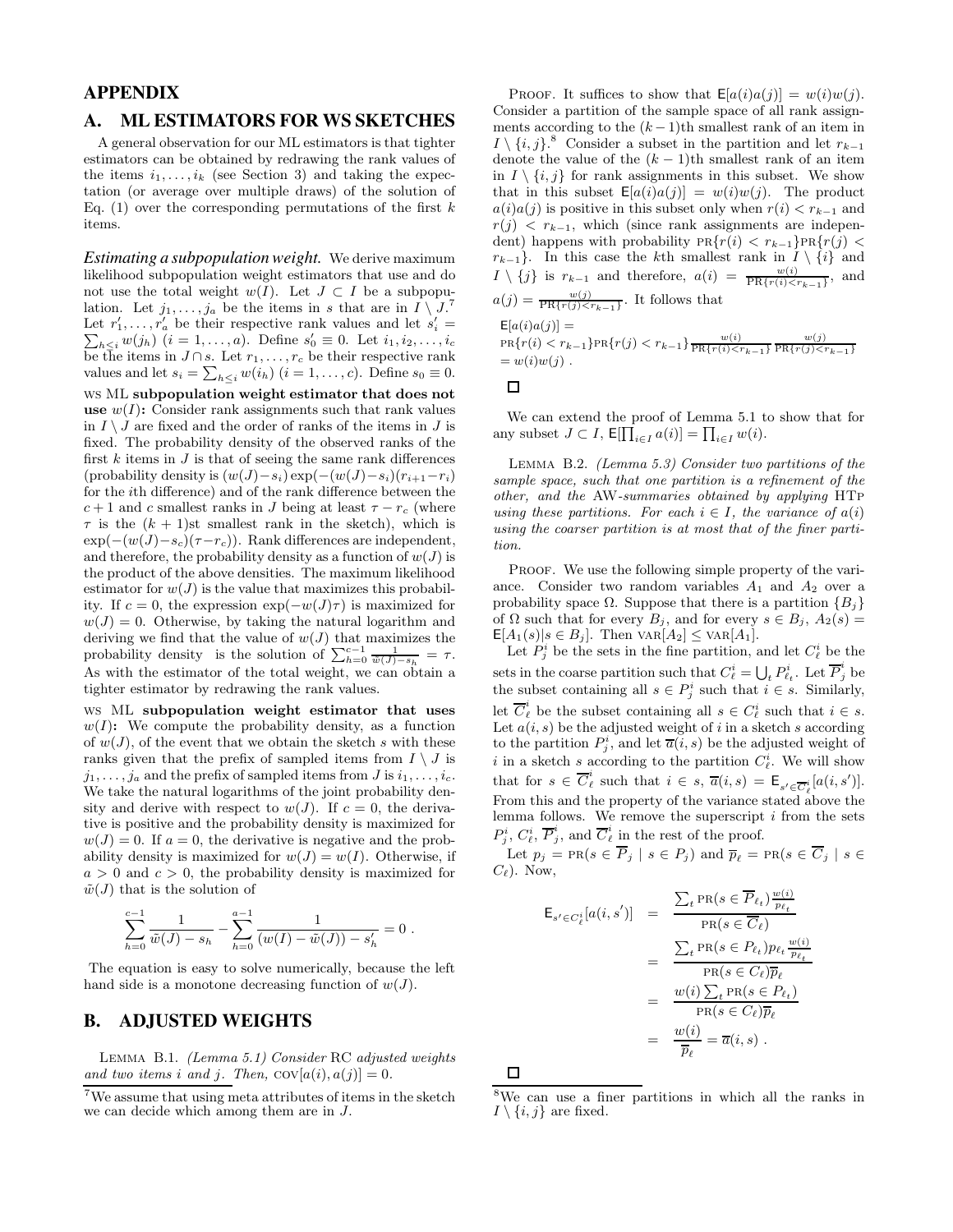# APPENDIX

## A. ML ESTIMATORS FOR WS SKETCHES

A general observation for our ML estimators is that tighter estimators can be obtained by redrawing the rank values of the items $i_1, \ldots, i_k$ (see Section 3) and taking the expectation (or average over multiple draws) of the solution of Eq. (1) over the corresponding permutations of the first $k$ items.

***Estimating a subpopulation weight.*** We derive maximum likelihood subpopulation weight estimators that use and do not use the total weight $w(I)$. Let $J \subset I$ be a subpopulation. Let $j_1, \ldots, j_a$ be the items in $s$ that are in $I \setminus J$.[7] Let $r'_1, \ldots, r'_a$ be their respective rank values and let $s'_i = \sum_{h \leq i} w(j_h)$ $(i = 1, \ldots, a)$. Define $s'_0 \equiv 0$. Let $i_1, i_2, \ldots, i_c$ be the items in $J \cap s$. Let $r_1, \ldots, r_c$ be their respective rank values and let $s_i = \sum_{h \leq i} w(i_h)$ $(i = 1, \ldots, c)$. Define $s_0 \equiv 0$.

WS ML **subpopulation weight estimator that does not use** $w(I)$**:** Consider rank assignments such that rank values in $I \setminus J$ are fixed and the order of ranks of the items in $J$ is fixed. The probability density of the observed ranks of the first $k$ items in $J$ is that of seeing the same rank differences (probability density is $(w(J) - s_i)\exp(-(w(J) - s_i)(r_{i+1} - r_i)$ for the $i$th difference) and of the rank difference between the $c+1$ and $c$ smallest ranks in $J$ being at least $\tau - r_c$ (where $\tau$ is the $(k+1)$st smallest rank in the sketch), which is $\exp(-(w(J) - s_c)(\tau - r_c))$. Rank differences are independent, and therefore, the probability density as a function of $w(J)$ is the product of the above densities. The maximum likelihood estimator for $w(J)$ is the value that maximizes this probability. If $c = 0$, the expression $\exp(-w(J)\tau)$ is maximized for $w(J) = 0$. Otherwise, by taking the natural logarithm and deriving we find that the value of $w(J)$ that maximizes the probability density is the solution of $\sum_{h=0}^{c-1} \frac{1}{\tilde{w}(J) - s_h} = \tau$. As with the estimator of the total weight, we can obtain a tighter estimator by redrawing the rank values.

WS ML **subpopulation weight estimator that uses** $w(I)$**:** We compute the probability density, as a function of $w(J)$, of the event that we obtain the sketch $s$ with these ranks given that the prefix of sampled items from $I \setminus J$ is $j_1, \ldots, j_a$ and the prefix of sampled items from $J$ is $i_1, \ldots, i_c$. We take the natural logarithms of the joint probability density and derive with respect to $w(J)$. If $c = 0$, the derivative is positive and the probability density is maximized for $w(J) = 0$. If $a = 0$, the derivative is negative and the probability density is maximized for $w(J) = w(I)$. Otherwise, if $a > 0$ and $c > 0$, the probability density is maximized for $\tilde{w}(J)$ that is the solution of

$$\sum_{h=0}^{c-1} \frac{1}{\tilde{w}(J) - s_h} - \sum_{h=0}^{a-1} \frac{1}{(w(I) - \tilde{w}(J)) - s'_h} = 0 \; .$$

The equation is easy to solve numerically, because the left hand side is a monotone decreasing function of $w(J)$.

## B. ADJUSTED WEIGHTS

LEMMA B.1. *(Lemma 5.1) Consider* RC *adjusted weights and two items $i$ and $j$. Then,* $\text{COV}[a(i), a(j)] = 0$.

PROOF. It suffices to show that $\mathsf{E}[a(i)a(j)] = w(i)w(j)$. Consider a partition of the sample space of all rank assignments according to the $(k-1)$th smallest rank of an item in $I \setminus \{i, j\}$.[8] Consider a subset in the partition and let $r_{k-1}$ denote the value of the $(k-1)$th smallest rank of an item in $I \setminus \{i, j\}$ for rank assignments in this subset. We show that in this subset $\mathsf{E}[a(i)a(j)] = w(i)w(j)$. The product $a(i)a(j)$ is positive in this subset only when $r(i) < r_{k-1}$ and $r(j) < r_{k-1}$, which (since rank assignments are independent) happens with probability $\text{PR}\{r(i) < r_{k-1}\}\text{PR}\{r(j) < r_{k-1}\}$. In this case the $k$th smallest rank in $I \setminus \{i\}$ and $I \setminus \{j\}$ is $r_{k-1}$ and therefore, $a(i) = \frac{w(i)}{\text{PR}\{r(i) < r_{k-1}\}}$, and $a(j) = \frac{w(j)}{\text{PR}\{r(j) < r_{k-1}\}}$. It follows that

$\mathsf{E}[a(i)a(j)] =$
$\text{PR}\{r(i) < r_{k-1}\}\text{PR}\{r(j) < r_{k-1}\} \frac{w(i)}{\text{PR}\{r(i) < r_{k-1}\}} \frac{w(j)}{\text{PR}\{r(j) < r_{k-1}\}}$
$= w(i)w(j)$ .

□

We can extend the proof of Lemma 5.1 to show that for any subset $J \subset I$, $\mathsf{E}[\prod_{i \in I} a(i)] = \prod_{i \in I} w(i)$.

LEMMA B.2. *(Lemma 5.3) Consider two partitions of the sample space, such that one partition is a refinement of the other, and the* AW*-summaries obtained by applying* HTp *using these partitions. For each $i \in I$, the variance of $a(i)$ using the coarser partition is at most that of the finer partition.*

PROOF. We use the following simple property of the variance. Consider two random variables $A_1$ and $A_2$ over a probability space $\Omega$. Suppose that there is a partition $\{B_j\}$ of $\Omega$ such that for every $B_j$, and for every $s \in B_j$, $A_2(s) = \mathsf{E}[A_1(s) | s \in B_j]$. Then $\text{VAR}[A_2] \leq \text{VAR}[A_1]$.

Let $P^i_j$ be the sets in the fine partition, and let $C^i_\ell$ be the sets in the coarse partition such that $C^i_\ell = \bigcup_t P^i_{\ell_t}$. Let $\overline{P}^i_j$ be the subset containing all $s \in P^i_j$ such that $i \in s$. Similarly, let $\overline{C}^i_\ell$ be the subset containing all $s \in C^i_\ell$ such that $i \in s$. Let $a(i, s)$ be the adjusted weight of $i$ in a sketch $s$ according to the partition $P^i_j$, and let $\overline{a}(i, s)$ be the adjusted weight of $i$ in a sketch $s$ according to the partition $C^i_\ell$. We will show that for $s \in \overline{C}^i_\ell$ such that $i \in s$, $\overline{a}(i, s) = \mathsf{E}_{s' \in \overline{C}^i_\ell}[a(i, s')]$. From this and the property of the variance stated above the lemma follows. We remove the superscript $i$ from the sets $P^i_j$, $C^i_\ell$, $\overline{P}^i_j$, and $\overline{C}^i_\ell$ in the rest of the proof.

Let $p_j = \text{PR}(s \in \overline{P}_j \mid s \in P_j)$ and $\overline{p}_\ell = \text{PR}(s \in \overline{C}_j \mid s \in C_\ell)$. Now,

$$\begin{aligned}
\mathsf{E}_{s' \in C^i_\ell}[a(i, s')] &= \frac{\sum_t \text{PR}(s \in \overline{P}_{\ell_t}) \frac{w(i)}{p_{\ell_t}}}{\text{PR}(s \in \overline{C}_\ell)} \\
&= \frac{\sum_t \text{PR}(s \in P_{\ell_t}) p_{\ell_t} \frac{w(i)}{p_{\ell_t}}}{\text{PR}(s \in C_\ell)\overline{p}_\ell} \\
&= \frac{w(i) \sum_t \text{PR}(s \in P_{\ell_t})}{\text{PR}(s \in C_\ell)\overline{p}_\ell} \\
&= \frac{w(i)}{\overline{p}_\ell} = \overline{a}(i, s) \; .
\end{aligned}$$

□

[7] We assume that using meta attributes of items in the sketch we can decide which among them are in $J$.

[8] We can use a finer partitions in which all the ranks in $I \setminus \{i, j\}$ are fixed.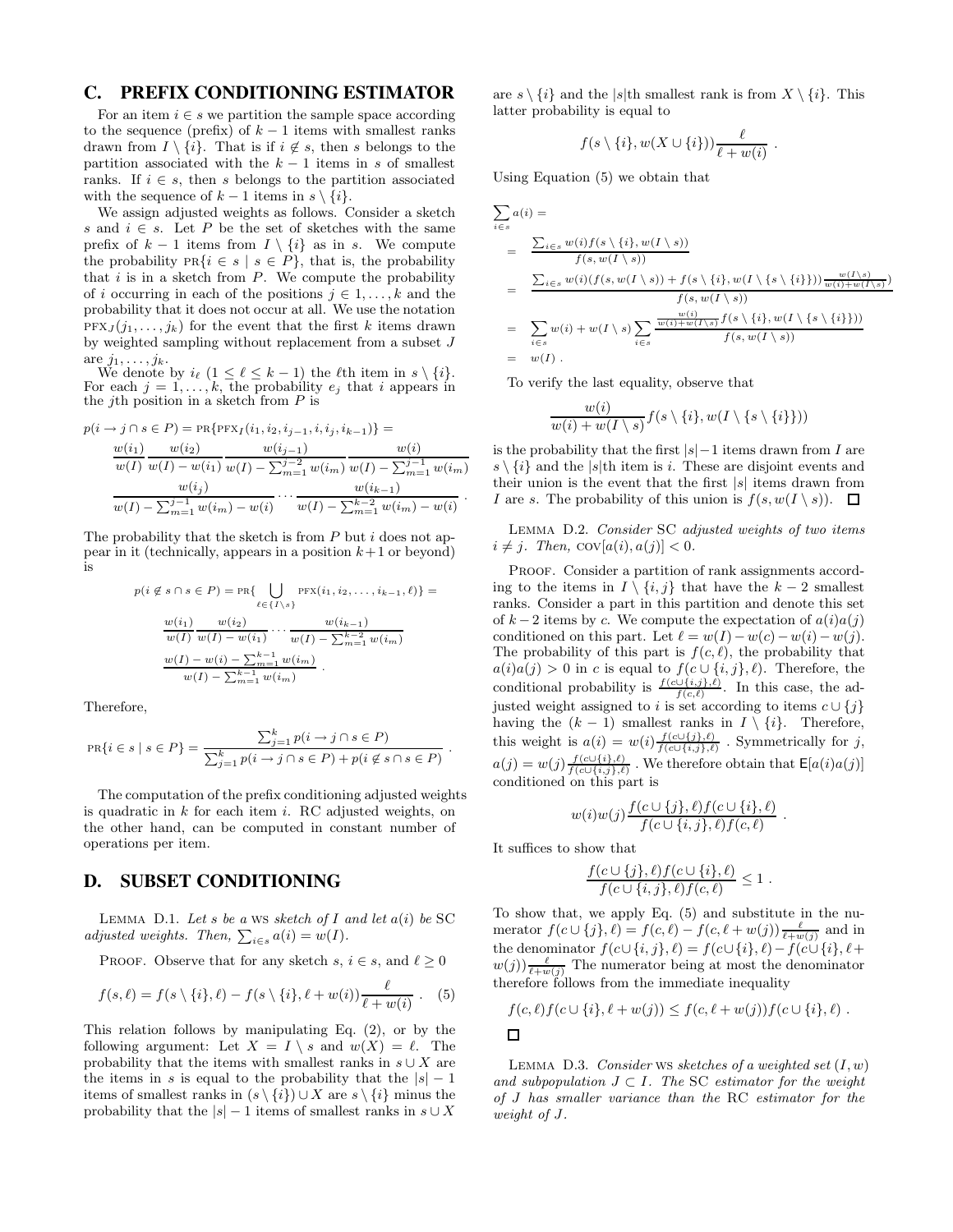## C. PREFIX CONDITIONING ESTIMATOR

For an item $i \in s$ we partition the sample space according to the sequence (prefix) of $k-1$ items with smallest ranks drawn from $I \setminus \{i\}$. That is if $i \notin s$, then $s$ belongs to the partition associated with the $k-1$ items in $s$ of smallest ranks. If $i \in s$, then $s$ belongs to the partition associated with the sequence of $k-1$ items in $s \setminus \{i\}$.

We assign adjusted weights as follows. Consider a sketch $s$ and $i \in s$. Let $P$ be the set of sketches with the same prefix of $k-1$ items from $I \setminus \{i\}$ as in $s$. We compute the probability $\text{PR}\{i \in s \mid s \in P\}$, that is, the probability that $i$ is in a sketch from $P$. We compute the probability of $i$ occurring in each of the positions $j \in 1, \ldots, k$ and the probability that it does not occur at all. We use the notation $\text{PFX}_J(j_1, \ldots, j_k)$ for the event that the first $k$ items drawn by weighted sampling without replacement from a subset $J$ are $j_1, \ldots, j_k$.

We denote by $i_\ell$ ($1 \le \ell \le k-1$) the $\ell$th item in $s \setminus \{i\}$. For each $j = 1, \ldots, k$, the probability $e_j$ that $i$ appears in the $j$th position in a sketch from $P$ is

$$p(i \to j \cap s \in P) = \text{PR}\{\text{PFX}_I(i_1, i_2, i_{j-1}, i, i_j, i_{k-1})\} =$$
$$\frac{w(i_1)}{w(I)} \frac{w(i_2)}{w(I) - w(i_1)} \frac{w(i_{j-1})}{w(I) - \sum_{m=1}^{j-2} w(i_m)} \frac{w(i)}{w(I) - \sum_{m=1}^{j-1} w(i_m)}$$
$$\frac{w(i_j)}{w(I) - \sum_{m=1}^{j-1} w(i_m) - w(i)} \cdots \frac{w(i_{k-1})}{w(I) - \sum_{m=1}^{k-2} w(i_m) - w(i)} .$$

The probability that the sketch is from $P$ but $i$ does not appear in it (technically, appears in a position $k+1$ or beyond) is

$$p(i \notin s \cap s \in P) = \text{PR}\{\bigcup_{\ell \in \{I \setminus s\}} \text{PFX}(i_1, i_2, \ldots, i_{k-1}, \ell)\} =$$
$$\frac{w(i_1)}{w(I)} \frac{w(i_2)}{w(I) - w(i_1)} \cdots \frac{w(i_{k-1})}{w(I) - \sum_{m=1}^{k-2} w(i_m)}$$
$$\frac{w(I) - w(i) - \sum_{m=1}^{k-1} w(i_m)}{w(I) - \sum_{m=1}^{k-1} w(i_m)} .$$

Therefore,

$$\text{PR}\{i \in s \mid s \in P\} = \frac{\sum_{j=1}^{k} p(i \to j \cap s \in P)}{\sum_{j=1}^{k} p(i \to j \cap s \in P) + p(i \notin s \cap s \in P)} .$$

The computation of the prefix conditioning adjusted weights is quadratic in $k$ for each item $i$. RC adjusted weights, on the other hand, can be computed in constant number of operations per item.

## D. SUBSET CONDITIONING

LEMMA D.1. *Let $s$ be a* WS *sketch of $I$ and let $a(i)$ be* SC *adjusted weights. Then, $\sum_{i \in s} a(i) = w(I)$.*

PROOF. Observe that for any sketch $s$, $i \in s$, and $\ell \ge 0$

$$f(s, \ell) = f(s \setminus \{i\}, \ell) - f(s \setminus \{i\}, \ell + w(i)) \frac{\ell}{\ell + w(i)} . \quad (5)$$

This relation follows by manipulating Eq. (2), or by the following argument: Let $X = I \setminus s$ and $w(X) = \ell$. The probability that the items with smallest ranks in $s \cup X$ are the items in $s$ is equal to the probability that the $|s|-1$ items of smallest ranks in $(s \setminus \{i\}) \cup X$ are $s \setminus \{i\}$ minus the probability that the $|s|-1$ items of smallest ranks in $s \cup X$ are $s \setminus \{i\}$ and the $|s|$th smallest rank is from $X \setminus \{i\}$. This latter probability is equal to

$$f(s \setminus \{i\}, w(X \cup \{i\})) \frac{\ell}{\ell + w(i)} .$$

Using Equation (5) we obtain that

$$\begin{aligned}
&\sum_{i \in s} a(i) = \\
&= \frac{\sum_{i \in s} w(i) f(s \setminus \{i\}, w(I \setminus s))}{f(s, w(I \setminus s))} \\
&= \frac{\sum_{i \in s} w(i)(f(s, w(I \setminus s)) + f(s \setminus \{i\}, w(I \setminus \{s \setminus \{i\}\})) \frac{w(I \setminus s)}{w(i) + w(I \setminus s)})}{f(s, w(I \setminus s))} \\
&= \sum_{i \in s} w(i) + w(I \setminus s) \sum_{i \in s} \frac{\frac{w(i)}{w(i) + w(I \setminus s)} f(s \setminus \{i\}, w(I \setminus \{s \setminus \{i\}\}))}{f(s, w(I \setminus s))} \\
&= w(I) .
\end{aligned}$$

To verify the last equality, observe that

$$\frac{w(i)}{w(i) + w(I \setminus s)} f(s \setminus \{i\}, w(I \setminus \{s \setminus \{i\}\}))$$

is the probability that the first $|s|-1$ items drawn from $I$ are $s \setminus \{i\}$ and the $|s|$th item is $i$. These are disjoint events and their union is the event that the first $|s|$ items drawn from $I$ are $s$. The probability of this union is $f(s, w(I \setminus s))$. ☐

LEMMA D.2. *Consider* SC *adjusted weights of two items $i \ne j$. Then, $\text{COV}[a(i), a(j)] < 0$.*

PROOF. Consider a partition of rank assignments according to the items in $I \setminus \{i, j\}$ that have the $k-2$ smallest ranks. Consider a part in this partition and denote this set of $k-2$ items by $c$. We compute the expectation of $a(i)a(j)$ conditioned on this part. Let $\ell = w(I) - w(c) - w(i) - w(j)$. The probability of this part is $f(c, \ell)$, the probability that $a(i)a(j) > 0$ in $c$ is equal to $f(c \cup \{i, j\}, \ell)$. Therefore, the conditional probability is $\frac{f(c \cup \{i,j\}, \ell)}{f(c, \ell)}$. In this case, the adjusted weight assigned to $i$ is set according to items $c \cup \{j\}$ having the $(k-1)$ smallest ranks in $I \setminus \{i\}$. Therefore, this weight is $a(i) = w(i) \frac{f(c \cup \{j\}, \ell)}{f(c \cup \{i,j\}, \ell)}$. Symmetrically for $j$, $a(j) = w(j) \frac{f(c \cup \{i\}, \ell)}{f(c \cup \{i,j\}, \ell)}$. We therefore obtain that $\mathsf{E}[a(i)a(j)]$ conditioned on this part is

$$w(i) w(j) \frac{f(c \cup \{j\}, \ell) f(c \cup \{i\}, \ell)}{f(c \cup \{i, j\}, \ell) f(c, \ell)} .$$

It suffices to show that

$$\frac{f(c \cup \{j\}, \ell) f(c \cup \{i\}, \ell)}{f(c \cup \{i, j\}, \ell) f(c, \ell)} \le 1 .$$

To show that, we apply Eq. (5) and substitute in the numerator $f(c \cup \{j\}, \ell) = f(c, \ell) - f(c, \ell + w(j)) \frac{\ell}{\ell + w(j)}$ and in the denominator $f(c \cup \{i, j\}, \ell) = f(c \cup \{i\}, \ell) - f(c \cup \{i\}, \ell + w(j)) \frac{\ell}{\ell + w(j)}$ The numerator being at most the denominator therefore follows from the immediate inequality

$$f(c, \ell) f(c \cup \{i\}, \ell + w(j)) \le f(c, \ell + w(j)) f(c \cup \{i\}, \ell) .$$

☐

LEMMA D.3. *Consider* WS *sketches of a weighted set $(I, w)$ and subpopulation $J \subset I$. The* SC *estimator for the weight of $J$ has smaller variance than the* RC *estimator for the weight of $J$.*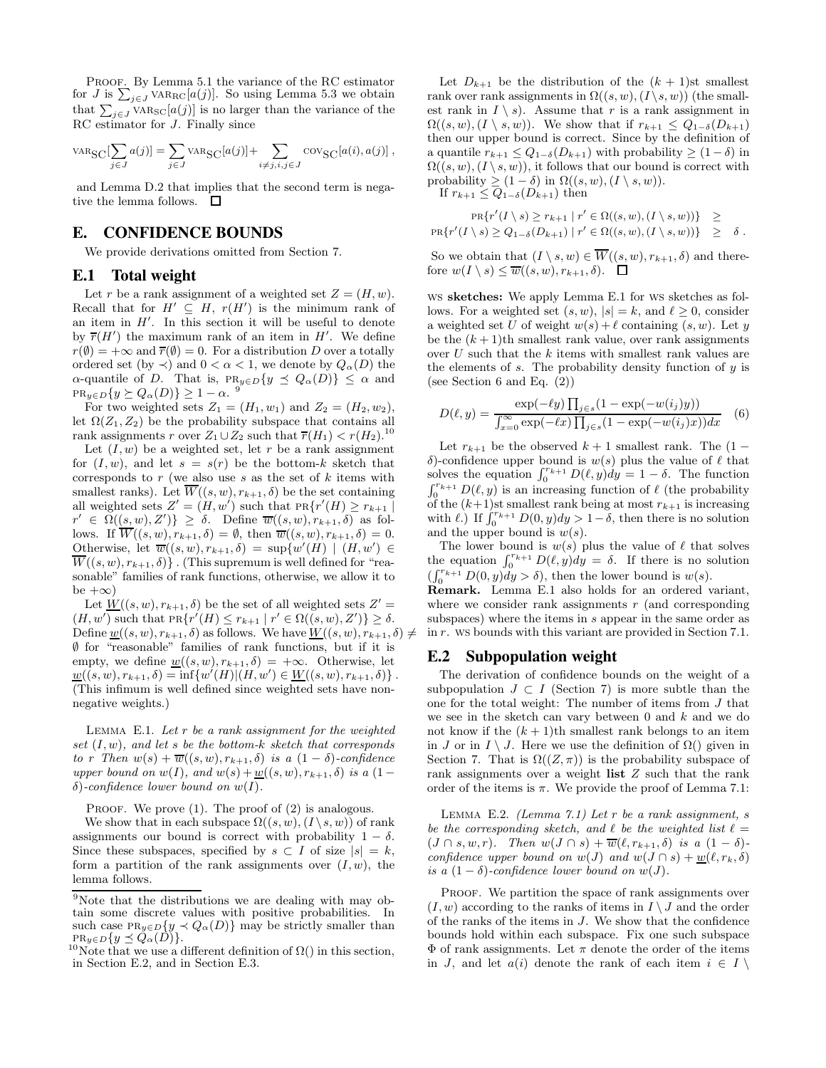PROOF. By Lemma 5.1 the variance of the RC estimator for $J$ is $\sum_{j\in J} \text{VAR}_{\text{RC}}[a(j)]$. So using Lemma 5.3 we obtain that $\sum_{j\in J} \text{VAR}_{\text{SC}}[a(j)]$ is no larger than the variance of the RC estimator for $J$. Finally since

$$\text{VAR}_{\text{SC}}[\sum_{j\in J} a(j)] = \sum_{j\in J} \text{VAR}_{\text{SC}}[a(j)] + \sum_{i\neq j, i,j\in J} \text{COV}_{\text{SC}}[a(i), a(j)] ,$$

and Lemma D.2 that implies that the second term is negative the lemma follows. □

# E. CONFIDENCE BOUNDS

We provide derivations omitted from Section 7.

## E.1 Total weight

Let $r$ be a rank assignment of a weighted set $Z = (H, w)$. Recall that for $H' \subseteq H$, $r(H')$ is the minimum rank of an item in $H'$. In this section it will be useful to denote by $\overline{r}(H')$ the maximum rank of an item in $H'$. We define $r(\emptyset) = +\infty$ and $\overline{r}(\emptyset) = 0$. For a distribution $D$ over a totally ordered set (by $\prec$) and $0 < \alpha < 1$, we denote by $Q_\alpha(D)$ the $\alpha$-quantile of $D$. That is, $\text{PR}_{y\in D}\{y \preceq Q_\alpha(D)\} \leq \alpha$ and $\text{PR}_{y\in D}\{y \succeq Q_\alpha(D)\} \geq 1 - \alpha$. [9]

For two weighted sets $Z_1 = (H_1, w_1)$ and $Z_2 = (H_2, w_2)$, let $\Omega(Z_1, Z_2)$ be the probability subspace that contains all rank assignments $r$ over $Z_1 \cup Z_2$ such that $\overline{r}(H_1) < r(H_2)$.[10]

Let $(I, w)$ be a weighted set, let $r$ be a rank assignment for $(I, w)$, and let $s = s(r)$ be the bottom-$k$ sketch that corresponds to $r$ (we also use $s$ as the set of $k$ items with smallest ranks). Let $\overline{W}((s, w), r_{k+1}, \delta)$ be the set containing all weighted sets $Z' = (H, w')$ such that $\text{PR}\{r'(H) \geq r_{k+1} \mid r' \in \Omega((s, w), Z')\} \geq \delta$. Define $\overline{w}((s, w), r_{k+1}, \delta)$ as follows. If $\overline{W}((s, w), r_{k+1}, \delta) = \emptyset$, then $\overline{w}((s, w), r_{k+1}, \delta) = 0$. Otherwise, let $\overline{w}((s, w), r_{k+1}, \delta) = \sup\{w'(H) \mid (H, w') \in \overline{W}((s, w), r_{k+1}, \delta)\}$. (This supremum is well defined for "reasonable" families of rank functions, otherwise, we allow it to be $+\infty$)

Let $\underline{W}((s, w), r_{k+1}, \delta)$ be the set of all weighted sets $Z' = (H, w')$ such that $\text{PR}\{r'(H) \leq r_{k+1} \mid r' \in \Omega((s, w), Z')\} \geq \delta$. Define $\underline{w}((s, w), r_{k+1}, \delta)$ as follows. We have $\underline{W}((s, w), r_{k+1}, \delta) \neq \emptyset$ for "reasonable" families of rank functions, but if it is empty, we define $\underline{w}((s, w), r_{k+1}, \delta) = +\infty$. Otherwise, let $\underline{w}((s, w), r_{k+1}, \delta) = \inf\{w'(H) | (H, w') \in \underline{W}((s, w), r_{k+1}, \delta)\}$. (This infimum is well defined since weighted sets have nonnegative weights.)

LEMMA E.1. *Let $r$ be a rank assignment for the weighted set $(I, w)$, and let $s$ be the bottom-$k$ sketch that corresponds to $r$ Then $w(s) + \overline{w}((s, w), r_{k+1}, \delta)$ is a $(1-\delta)$-confidence upper bound on $w(I)$, and $w(s) + \underline{w}((s, w), r_{k+1}, \delta)$ is a $(1 - \delta)$-confidence lower bound on $w(I)$.*

PROOF. We prove (1). The proof of (2) is analogous.

We show that in each subspace $\Omega((s, w), (I \setminus s, w))$ of rank assignments our bound is correct with probability $1 - \delta$. Since these subspaces, specified by $s \subset I$ of size $|s| = k$, form a partition of the rank assignments over $(I, w)$, the lemma follows.

Let $D_{k+1}$ be the distribution of the $(k + 1)$st smallest rank over rank assignments in $\Omega((s, w), (I \setminus s, w))$ (the smallest rank in $I \setminus s$). Assume that $r$ is a rank assignment in $\Omega((s, w), (I \setminus s, w))$. We show that if $r_{k+1} \leq Q_{1-\delta}(D_{k+1})$ then our upper bound is correct. Since by the definition of a quantile $r_{k+1} \leq Q_{1-\delta}(D_{k+1})$ with probability $\geq (1 - \delta)$ in $\Omega((s, w), (I \setminus s, w))$, it follows that our bound is correct with probability $\geq (1 - \delta)$ in $\Omega((s, w), (I \setminus s, w))$.

If $r_{k+1} \leq Q_{1-\delta}(D_{k+1})$ then

$$\begin{aligned} \text{PR}\{r'(I \setminus s) \geq r_{k+1} \mid r' \in \Omega((s, w), (I \setminus s, w))\} &\geq \\ \text{PR}\{r'(I \setminus s) \geq Q_{1-\delta}(D_{k+1}) \mid r' \in \Omega((s, w), (I \setminus s, w))\} &\geq \delta . \end{aligned}$$

So we obtain that $(I \setminus s, w) \in \overline{W}((s, w), r_{k+1}, \delta)$ and therefore $w(I \setminus s) \leq \overline{w}((s, w), r_{k+1}, \delta)$. □

**WS sketches:** We apply Lemma E.1 for WS sketches as follows. For a weighted set $(s, w)$, $|s| = k$, and $\ell \geq 0$, consider a weighted set $U$ of weight $w(s) + \ell$ containing $(s, w)$. Let $y$ be the $(k + 1)$th smallest rank value, over rank assignments over $U$ such that the $k$ items with smallest rank values are the elements of $s$. The probability density function of $y$ is (see Section 6 and Eq. (2))

$$D(\ell, y) = \frac{\exp(-\ell y) \prod_{j\in s}(1 - \exp(-w(i_j)y))}{\int_{x=0}^{\infty} \exp(-\ell x) \prod_{j\in s}(1 - \exp(-w(i_j)x))dx} \quad (6)$$

Let $r_{k+1}$ be the observed $k + 1$ smallest rank. The $(1 - \delta)$-confidence upper bound is $w(s)$ plus the value of $\ell$ that solves the equation $\int_0^{r_{k+1}} D(\ell, y)dy = 1 - \delta$. The function $\int_0^{r_{k+1}} D(\ell, y)$ is an increasing function of $\ell$ (the probability of the $(k+1)$st smallest rank being at most $r_{k+1}$ is increasing with $\ell$.) If $\int_0^{r_{k+1}} D(0, y)dy > 1-\delta$, then there is no solution and the upper bound is $w(s)$.

The lower bound is $w(s)$ plus the value of $\ell$ that solves the equation $\int_0^{r_{k+1}} D(\ell, y)dy = \delta$. If there is no solution ($\int_0^{r_{k+1}} D(0, y)dy > \delta$), then the lower bound is $w(s)$.

**Remark.** Lemma E.1 also holds for an ordered variant, where we consider rank assignments $r$ (and corresponding subspaces) where the items in $s$ appear in the same order as in $r$. WS bounds with this variant are provided in Section 7.1.

## E.2 Subpopulation weight

The derivation of confidence bounds on the weight of a subpopulation $J \subset I$ (Section 7) is more subtle than the one for the total weight: The number of items from $J$ that we see in the sketch can vary between 0 and $k$ and we do not know if the $(k + 1)$th smallest rank belongs to an item in $J$ or in $I \setminus J$. Here we use the definition of $\Omega()$ given in Section 7. That is $\Omega((Z, \pi))$ is the probability subspace of rank assignments over a weight **list** $Z$ such that the rank order of the items is $\pi$. We provide the proof of Lemma 7.1:

LEMMA E.2. *(Lemma 7.1) Let $r$ be a rank assignment, $s$ be the corresponding sketch, and $\ell$ be the weighted list $\ell = (J \cap s, w, r)$. Then $w(J \cap s) + \overline{w}(\ell, r_{k+1}, \delta)$ is a $(1 - \delta)$-confidence upper bound on $w(J)$ and $w(J \cap s) + \underline{w}(\ell, r_k, \delta)$ is a $(1 - \delta)$-confidence lower bound on $w(J)$.*

PROOF. We partition the space of rank assignments over $(I, w)$ according to the ranks of items in $I \setminus J$ and the order of the ranks of the items in $J$. We show that the confidence bounds hold within each subspace. Fix one such subspace $\Phi$ of rank assignments. Let $\pi$ denote the order of the items in $J$, and let $a(i)$ denote the rank of each item $i \in I \setminus$

---

[9] Note that the distributions we are dealing with may obtain some discrete values with positive probabilities. In such case $\text{PR}_{y\in D}\{y \prec Q_\alpha(D)\}$ may be strictly smaller than $\text{PR}_{y\in D}\{y \preceq Q_\alpha(D)\}$.

[10] Note that we use a different definition of $\Omega()$ in this section, in Section E.2, and in Section E.3.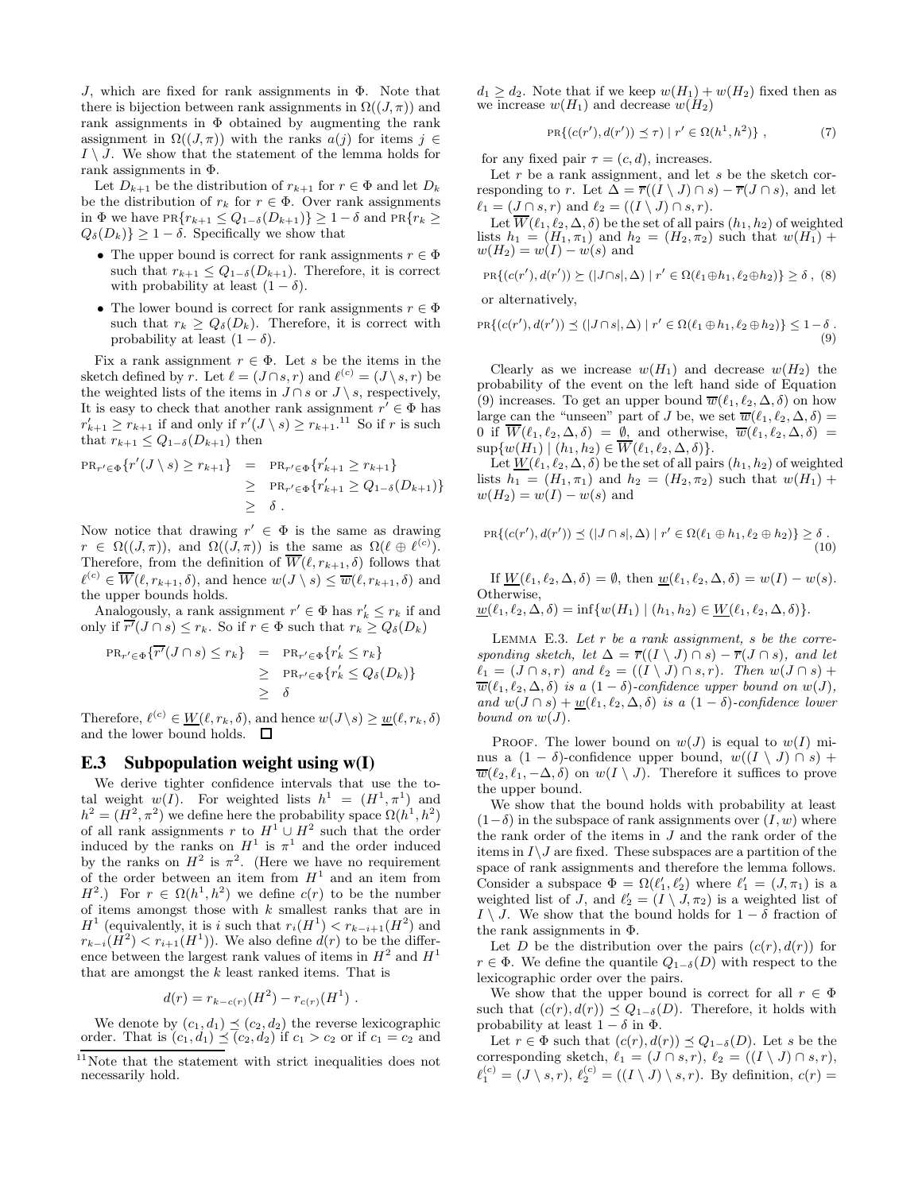$J$, which are fixed for rank assignments in $\Phi$. Note that there is bijection between rank assignments in $\Omega((J,\pi))$ and rank assignments in $\Phi$ obtained by augmenting the rank assignment in $\Omega((J,\pi))$ with the ranks $a(j)$ for items $j \in I \setminus J$. We show that the statement of the lemma holds for rank assignments in $\Phi$.

Let $D_{k+1}$ be the distribution of $r_{k+1}$ for $r \in \Phi$ and let $D_k$ be the distribution of $r_k$ for $r \in \Phi$. Over rank assignments in $\Phi$ we have $\text{PR}\{r_{k+1} \leq Q_{1-\delta}(D_{k+1})\} \geq 1-\delta$ and $\text{PR}\{r_k \geq Q_\delta(D_k)\} \geq 1-\delta$. Specifically we show that

- The upper bound is correct for rank assignments $r \in \Phi$ such that $r_{k+1} \leq Q_{1-\delta}(D_{k+1})$. Therefore, it is correct with probability at least $(1-\delta)$.
- The lower bound is correct for rank assignments $r \in \Phi$ such that $r_k \geq Q_\delta(D_k)$. Therefore, it is correct with probability at least $(1-\delta)$.

Fix a rank assignment $r \in \Phi$. Let $s$ be the items in the sketch defined by $r$. Let $\ell = (J \cap s, r)$ and $\ell^{(c)} = (J \setminus s, r)$ be the weighted lists of the items in $J \cap s$ or $J \setminus s$, respectively, It is easy to check that another rank assignment $r' \in \Phi$ has $r'_{k+1} \geq r_{k+1}$ if and only if $r'(J \setminus s) \geq r_{k+1}$.[11] So if $r$ is such that $r_{k+1} \leq Q_{1-\delta}(D_{k+1})$ then

$$
\begin{aligned}
\text{PR}_{r' \in \Phi}\{r'(J \setminus s) \geq r_{k+1}\} &= \text{PR}_{r' \in \Phi}\{r'_{k+1} \geq r_{k+1}\} \\
&\geq \text{PR}_{r' \in \Phi}\{r'_{k+1} \geq Q_{1-\delta}(D_{k+1})\} \\
&\geq \delta \, .
\end{aligned}
$$

Now notice that drawing $r' \in \Phi$ is the same as drawing $r \in \Omega((J,\pi))$, and $\Omega((J,\pi))$ is the same as $\Omega(\ell \oplus \ell^{(c)})$. Therefore, from the definition of $\overline{W}(\ell, r_{k+1}, \delta)$ follows that $\ell^{(c)} \in \overline{W}(\ell, r_{k+1}, \delta)$, and hence $w(J \setminus s) \leq \overline{w}(\ell, r_{k+1}, \delta)$ and the upper bounds holds.

Analogously, a rank assignment $r' \in \Phi$ has $r'_k \leq r_k$ if and only if $\overline{r'}(J \cap s) \leq r_k$. So if $r \in \Phi$ such that $r_k \geq Q_\delta(D_k)$

$$
\begin{aligned}
\text{PR}_{r' \in \Phi}\{\overline{r'}(J \cap s) \leq r_k\} &= \text{PR}_{r' \in \Phi}\{r'_k \leq r_k\} \\
&\geq \text{PR}_{r' \in \Phi}\{r'_k \leq Q_\delta(D_k)\} \\
&\geq \delta
\end{aligned}
$$

Therefore, $\ell^{(c)} \in \underline{W}(\ell, r_k, \delta)$, and hence $w(J \setminus s) \geq \underline{w}(\ell, r_k, \delta)$ and the lower bound holds. □

## E.3 Subpopulation weight using w(I)

We derive tighter confidence intervals that use the total weight $w(I)$. For weighted lists $h^1 = (H^1, \pi^1)$ and $h^2 = (H^2, \pi^2)$ we define here the probability space $\Omega(h^1, h^2)$ of all rank assignments $r$ to $H^1 \cup H^2$ such that the order induced by the ranks on $H^1$ is $\pi^1$ and the order induced by the ranks on $H^2$ is $\pi^2$. (Here we have no requirement of the order between an item from $H^1$ and an item from $H^2$.) For $r \in \Omega(h^1, h^2)$ we define $c(r)$ to be the number of items amongst those with $k$ smallest ranks that are in $H^1$ (equivalently, it is $i$ such that $r_i(H^1) < r_{k-i+1}(H^2)$ and $r_{k-i}(H^2) < r_{i+1}(H^1)$). We also define $d(r)$ to be the difference between the largest rank values of items in $H^2$ and $H^1$ that are amongst the $k$ least ranked items. That is

$$d(r) = r_{k-c(r)}(H^2) - r_{c(r)}(H^1) \, .$$

We denote by $(c_1, d_1) \preceq (c_2, d_2)$ the reverse lexicographic order. That is $(c_1, d_1) \preceq (c_2, d_2)$ if $c_1 > c_2$ or if $c_1 = c_2$ and $d_1 \geq d_2$. Note that if we keep $w(H_1) + w(H_2)$ fixed then as we increase $w(H_1)$ and decrease $w(H_2)$

$$\text{PR}\{(c(r'), d(r')) \preceq \tau) \mid r' \in \Omega(h^1, h^2)\} \, , \tag{7}$$

for any fixed pair $\tau = (c, d)$, increases.

Let $r$ be a rank assignment, and let $s$ be the sketch corresponding to $r$. Let $\Delta = \overline{r}((I \setminus J) \cap s) - \overline{r}(J \cap s)$, and let $\ell_1 = (J \cap s, r)$ and $\ell_2 = ((I \setminus J) \cap s, r)$.

Let $\overline{W}(\ell_1, \ell_2, \Delta, \delta)$ be the set of all pairs $(h_1, h_2)$ of weighted lists $h_1 = (H_1, \pi_1)$ and $h_2 = (H_2, \pi_2)$ such that $w(H_1) + w(H_2) = w(I) - w(s)$ and

$$\text{PR}\{(c(r'), d(r')) \succeq (|J \cap s|, \Delta) \mid r' \in \Omega(\ell_1 \oplus h_1, \ell_2 \oplus h_2)\} \geq \delta \, , \tag{8}$$

or alternatively,

$$\text{PR}\{(c(r'), d(r')) \preceq (|J \cap s|, \Delta) \mid r' \in \Omega(\ell_1 \oplus h_1, \ell_2 \oplus h_2)\} \leq 1 - \delta \, . \tag{9}$$

Clearly as we increase $w(H_1)$ and decrease $w(H_2)$ the probability of the event on the left hand side of Equation (9) increases. To get an upper bound $\overline{w}(\ell_1, \ell_2, \Delta, \delta)$ on how large can the "unseen" part of $J$ be, we set $\overline{w}(\ell_1, \ell_2, \Delta, \delta) = 0$ if $\overline{W}(\ell_1, \ell_2, \Delta, \delta) = \emptyset$, and otherwise, $\overline{w}(\ell_1, \ell_2, \Delta, \delta) = \sup\{w(H_1) \mid (h_1, h_2) \in \overline{W}(\ell_1, \ell_2, \Delta, \delta)\}$.

Let $\underline{W}(\ell_1, \ell_2, \Delta, \delta)$ be the set of all pairs $(h_1, h_2)$ of weighted lists $h_1 = (H_1, \pi_1)$ and $h_2 = (H_2, \pi_2)$ such that $w(H_1) + w(H_2) = w(I) - w(s)$ and

$$\text{PR}\{(c(r'), d(r')) \preceq (|J \cap s|, \Delta) \mid r' \in \Omega(\ell_1 \oplus h_1, \ell_2 \oplus h_2)\} \geq \delta \, . \tag{10}$$

If $\underline{W}(\ell_1, \ell_2, \Delta, \delta) = \emptyset$, then $\underline{w}(\ell_1, \ell_2, \Delta, \delta) = w(I) - w(s)$. Otherwise,
$\underline{w}(\ell_1, \ell_2, \Delta, \delta) = \inf\{w(H_1) \mid (h_1, h_2) \in \underline{W}(\ell_1, \ell_2, \Delta, \delta)\}$.

Lemma E.3. *Let $r$ be a rank assignment, $s$ be the corresponding sketch, let $\Delta = \overline{r}((I \setminus J) \cap s) - \overline{r}(J \cap s)$, and let $\ell_1 = (J \cap s, r)$ and $\ell_2 = ((I \setminus J) \cap s, r)$. Then $w(J \cap s) + \overline{w}(\ell_1, \ell_2, \Delta, \delta)$ is a $(1-\delta)$-confidence upper bound on $w(J)$, and $w(J \cap s) + \underline{w}(\ell_1, \ell_2, \Delta, \delta)$ is a $(1-\delta)$-confidence lower bound on $w(J)$.*

Proof. The lower bound on $w(J)$ is equal to $w(I)$ minus a $(1-\delta)$-confidence upper bound, $w((I \setminus J) \cap s) + \overline{w}(\ell_2, \ell_1, -\Delta, \delta)$ on $w(I \setminus J)$. Therefore it suffices to prove the upper bound.

We show that the bound holds with probability at least $(1-\delta)$ in the subspace of rank assignments over $(I, w)$ where the rank order of the items in $J$ and the rank order of the items in $I \setminus J$ are fixed. These subspaces are a partition of the space of rank assignments and therefore the lemma follows. Consider a subspace $\Phi = \Omega(\ell'_1, \ell'_2)$ where $\ell'_1 = (J, \pi_1)$ is a weighted list of $J$, and $\ell'_2 = (I \setminus J, \pi_2)$ is a weighted list of $I \setminus J$. We show that the bound holds for $1-\delta$ fraction of the rank assignments in $\Phi$.

Let $D$ be the distribution over the pairs $(c(r), d(r))$ for $r \in \Phi$. We define the quantile $Q_{1-\delta}(D)$ with respect to the lexicographic order over the pairs.

We show that the upper bound is correct for all $r \in \Phi$ such that $(c(r), d(r)) \preceq Q_{1-\delta}(D)$. Therefore, it holds with probability at least $1-\delta$ in $\Phi$.

Let $r \in \Phi$ such that $(c(r), d(r)) \preceq Q_{1-\delta}(D)$. Let $s$ be the corresponding sketch, $\ell_1 = (J \cap s, r)$, $\ell_2 = ((I \setminus J) \cap s, r)$, $\ell_1^{(c)} = (J \setminus s, r)$, $\ell_2^{(c)} = ((I \setminus J) \setminus s, r)$. By definition, $c(r) =$

[11] Note that the statement with strict inequalities does not necessarily hold.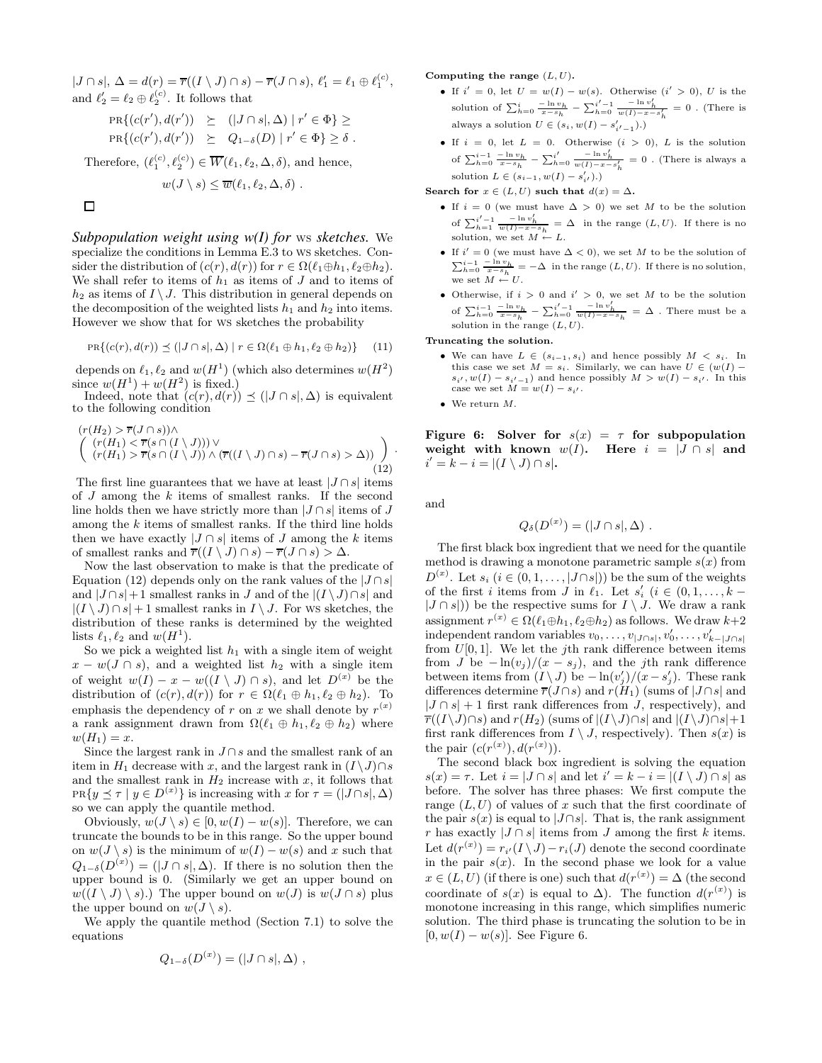$|J \cap s|$, $\Delta = d(r) = \overline{r}((I \setminus J) \cap s) - \overline{r}(J \cap s)$, $\ell'_1 = \ell_1 \oplus \ell_1^{(c)}$, and $\ell'_2 = \ell_2 \oplus \ell_2^{(c)}$. It follows that

$$\begin{aligned}
\text{PR}\{(c(r'), d(r')) &\succeq (|J \cap s|, \Delta) \mid r' \in \Phi\} \geq \\
\text{PR}\{(c(r'), d(r')) &\succeq Q_{1-\delta}(D) \mid r' \in \Phi\} \geq \delta .
\end{aligned}$$

Therefore, $(\ell_1^{(c)}, \ell_2^{(c)}) \in \overline{W}(\ell_1, \ell_2, \Delta, \delta)$, and hence,

$$w(J \setminus s) \leq \overline{w}(\ell_1, \ell_2, \Delta, \delta) .$$

□

***Subpopulation weight using w(I) for*** ws ***sketches.*** We specialize the conditions in Lemma E.3 to ws sketches. Consider the distribution of $(c(r), d(r))$ for $r \in \Omega(\ell_1 \oplus h_1, \ell_2 \oplus h_2)$. We shall refer to items of $h_1$ as items of $J$ and to items of $h_2$ as items of $I \setminus J$. This distribution in general depends on the decomposition of the weighted lists $h_1$ and $h_2$ into items. However we show that for ws sketches the probability

$$\text{PR}\{(c(r), d(r)) \preceq (|J \cap s|, \Delta) \mid r \in \Omega(\ell_1 \oplus h_1, \ell_2 \oplus h_2)\} \quad (11)$$

depends on $\ell_1, \ell_2$ and $w(H^1)$ (which also determines $w(H^2)$ since $w(H^1) + w(H^2)$ is fixed.)

Indeed, note that $(c(r), d(r)) \preceq (|J \cap s|, \Delta)$ is equivalent to the following condition

$$\begin{aligned}
&(r(H_2) > \overline{r}(J \cap s)) \wedge \\
&\left( \begin{array}{l} (r(H_1) < \overline{r}(s \cap (I \setminus J))) \vee \\ (r(H_1) > \overline{r}(s \cap (I \setminus J)) \wedge (\overline{r}((I \setminus J) \cap s) - \overline{r}(J \cap s) > \Delta)) \end{array} \right) .
\end{aligned} \quad (12)$$

The first line guarantees that we have at least $|J \cap s|$ items of $J$ among the $k$ items of smallest ranks. If the second line holds then we have strictly more than $|J \cap s|$ items of $J$ among the $k$ items of smallest ranks. If the third line holds then we have exactly $|J \cap s|$ items of $J$ among the $k$ items of smallest ranks and $\overline{r}((I \setminus J) \cap s) - \overline{r}(J \cap s) > \Delta$.

Now the last observation to make is that the predicate of Equation (12) depends only on the rank values of the $|J \cap s|$ and $|J \cap s| + 1$ smallest ranks in $J$ and of the $|(I \setminus J) \cap s|$ and $|(I \setminus J) \cap s| + 1$ smallest ranks in $I \setminus J$. For ws sketches, the distribution of these ranks is determined by the weighted lists $\ell_1, \ell_2$ and $w(H^1)$.

So we pick a weighted list $h_1$ with a single item of weight $x - w(J \cap s)$, and a weighted list $h_2$ with a single item of weight $w(I) - x - w((I \setminus J) \cap s)$, and let $D^{(x)}$ be the distribution of $(c(r), d(r))$ for $r \in \Omega(\ell_1 \oplus h_1, \ell_2 \oplus h_2)$. To emphasis the dependency of $r$ on $x$ we shall denote by $r^{(x)}$ a rank assignment drawn from $\Omega(\ell_1 \oplus h_1, \ell_2 \oplus h_2)$ where $w(H_1) = x$.

Since the largest rank in $J \cap s$ and the smallest rank of an item in $H_1$ decrease with $x$, and the largest rank in $(I \setminus J) \cap s$ and the smallest rank in $H_2$ increase with $x$, it follows that $\text{PR}\{y \preceq \tau \mid y \in D^{(x)}\}$ is increasing with $x$ for $\tau = (|J \cap s|, \Delta)$ so we can apply the quantile method.

Obviously, $w(J \setminus s) \in [0, w(I) - w(s)]$. Therefore, we can truncate the bounds to be in this range. So the upper bound on $w(J \setminus s)$ is the minimum of $w(I) - w(s)$ and $x$ such that $Q_{1-\delta}(D^{(x)}) = (|J \cap s|, \Delta)$. If there is no solution then the upper bound is 0. (Similarly we get an upper bound on $w((I \setminus J) \setminus s)$.) The upper bound on $w(J)$ is $w(J \cap s)$ plus the upper bound on $w(J \setminus s)$.

We apply the quantile method (Section 7.1) to solve the equations

$$Q_{1-\delta}(D^{(x)}) = (|J \cap s|, \Delta) ,$$

and

$$Q_{\delta}(D^{(x)}) = (|J \cap s|, \Delta) .$$

The first black box ingredient that we need for the quantile method is drawing a monotone parametric sample $s(x)$ from $D^{(x)}$. Let $s_i$ ($i \in (0, 1, \ldots, |J \cap s|)$) be the sum of the weights of the first $i$ items from $J$ in $\ell_1$. Let $s'_i$ ($i \in (0, 1, \ldots, k - |J \cap s|)$) be the respective sums for $I \setminus J$. We draw a rank assignment $r^{(x)} \in \Omega(\ell_1 \oplus h_1, \ell_2 \oplus h_2)$ as follows. We draw $k+2$ independent random variables $v_0, \ldots, v_{|J \cap s|}, v'_0, \ldots, v'_{k-|J \cap s|}$ from $U[0, 1]$. We let the $j$th rank difference between items from $J$ be $-\ln(v_j)/(x - s_j)$, and the $j$th rank difference between items from $(I \setminus J)$ be $-\ln(v'_j)/(x - s'_j)$. These rank differences determine $\overline{r}(J \cap s)$ and $r(H_1)$ (sums of $|J \cap s|$ and $|J \cap s| + 1$ first rank differences from $J$, respectively), and $\overline{r}((I \setminus J) \cap s)$ and $r(H_2)$ (sums of $|(I \setminus J) \cap s|$ and $|(I \setminus J) \cap s| + 1$ first rank differences from $I \setminus J$, respectively). Then $s(x)$ is the pair $(c(r^{(x)}), d(r^{(x)}))$.

The second black box ingredient is solving the equation $s(x) = \tau$. Let $i = |J \cap s|$ and let $i' = k - i = |(I \setminus J) \cap s|$ as before. The solver has three phases: We first compute the range $(L, U)$ of values of $x$ such that the first coordinate of the pair $s(x)$ is equal to $|J \cap s|$. That is, the rank assignment $r$ has exactly $|J \cap s|$ items from $J$ among the first $k$ items. Let $d(r^{(x)}) = r_{i'}(I \setminus J) - r_i(J)$ denote the second coordinate in the pair $s(x)$. In the second phase we look for a value $x \in (L, U)$ (if there is one) such that $d(r^{(x)}) = \Delta$ (the second coordinate of $s(x)$ is equal to $\Delta$). The function $d(r^{(x)})$ is monotone increasing in this range, which simplifies numeric solution. The third phase is truncating the solution to be in $[0, w(I) - w(s)]$. See Figure 6.

**Computing the range** $(L, U)$**.**

- If $i' = 0$, let $U = w(I) - w(s)$. Otherwise ($i' > 0$), $U$ is the solution of $\sum_{h=0}^{i} \frac{-\ln v_h}{x - s_h} - \sum_{h=0}^{i'-1} \frac{-\ln v'_h}{w(I) - x - s'_h} = 0$ . (There is always a solution $U \in (s_i, w(I) - s'_{i'-1})$.)
- If $i = 0$, let $L = 0$. Otherwise ($i > 0$), $L$ is the solution of $\sum_{h=0}^{i-1} \frac{-\ln v_h}{x - s_h} - \sum_{h=0}^{i'} \frac{-\ln v'_h}{w(I) - x - s'_h} = 0$ . (There is always a solution $L \in (s_{i-1}, w(I) - s'_{i'})$.)

**Search for** $x \in (L, U)$ **such that** $d(x) = \Delta$**.**

- If $i = 0$ (we must have $\Delta > 0$) we set $M$ to be the solution of $\sum_{h=1}^{i'-1} \frac{-\ln v'_h}{w(I) - x - s_h} = \Delta$ in the range $(L, U)$. If there is no solution, we set $M \leftarrow L$.
- If $i' = 0$ (we must have $\Delta < 0$), we set $M$ to be the solution of $\sum_{h=0}^{i-1} \frac{-\ln v_h}{x - s_h} = -\Delta$ in the range $(L, U)$. If there is no solution, we set $M \leftarrow U$.
- Otherwise, if $i > 0$ and $i' > 0$, we set $M$ to be the solution of $\sum_{h=0}^{i-1} \frac{-\ln v_h}{x - s_h} - \sum_{h=0}^{i'-1} \frac{-\ln v'_h}{w(I) - x - s_h} = \Delta$ . There must be a solution in the range $(L, U)$.

**Truncating the solution.**

- We can have $L \in (s_{i-1}, s_i)$ and hence possibly $M < s_i$. In this case we set $M = s_i$. Similarly, we can have $U \in (w(I) - s_{i'}, w(I) - s_{i'-1})$ and hence possibly $M > w(I) - s_{i'}$. In this case we set $M = w(I) - s_{i'}$.
- We return $M$.

**Figure 6: Solver for $s(x) = \tau$ for subpopulation weight with known $w(I)$. Here $i = |J \cap s|$ and $i' = k - i = |(I \setminus J) \cap s|$.**